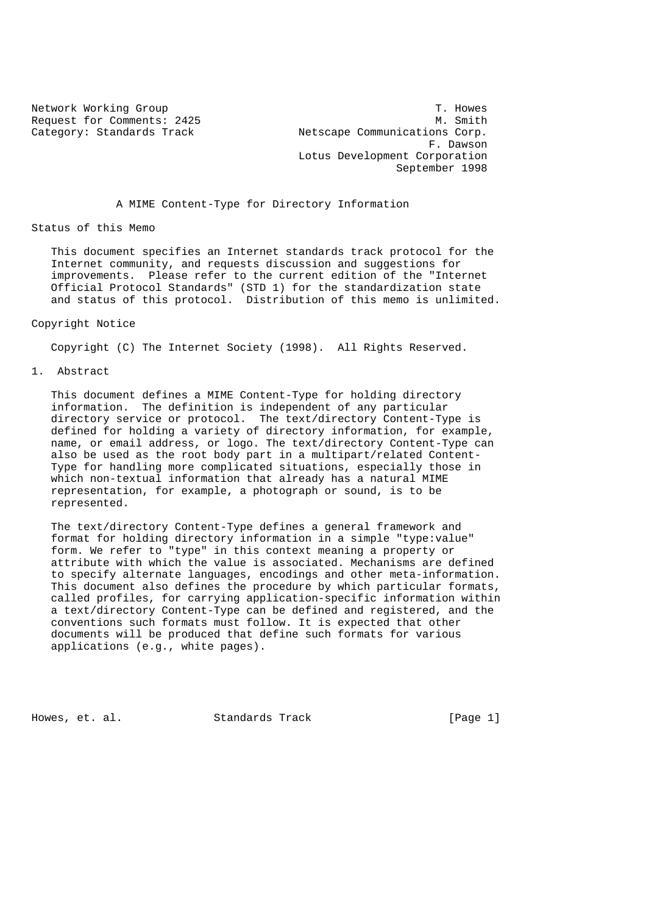Network Working Group
Request for Comments: 2425
Category: Standards Track

T. Howes
M. Smith
Netscape Communications Corp.
F. Dawson
Lotus Development Corporation
September 1998

# A MIME Content-Type for Directory Information

## Status of this Memo

This document specifies an Internet standards track protocol for the Internet community, and requests discussion and suggestions for improvements. Please refer to the current edition of the "Internet Official Protocol Standards" (STD 1) for the standardization state and status of this protocol. Distribution of this memo is unlimited.

## Copyright Notice

Copyright (C) The Internet Society (1998). All Rights Reserved.

## 1. Abstract

This document defines a MIME Content-Type for holding directory information. The definition is independent of any particular directory service or protocol. The text/directory Content-Type is defined for holding a variety of directory information, for example, name, or email address, or logo. The text/directory Content-Type can also be used as the root body part in a multipart/related Content-Type for handling more complicated situations, especially those in which non-textual information that already has a natural MIME representation, for example, a photograph or sound, is to be represented.

The text/directory Content-Type defines a general framework and format for holding directory information in a simple "type:value" form. We refer to "type" in this context meaning a property or attribute with which the value is associated. Mechanisms are defined to specify alternate languages, encodings and other meta-information. This document also defines the procedure by which particular formats, called profiles, for carrying application-specific information within a text/directory Content-Type can be defined and registered, and the conventions such formats must follow. It is expected that other documents will be produced that define such formats for various applications (e.g., white pages).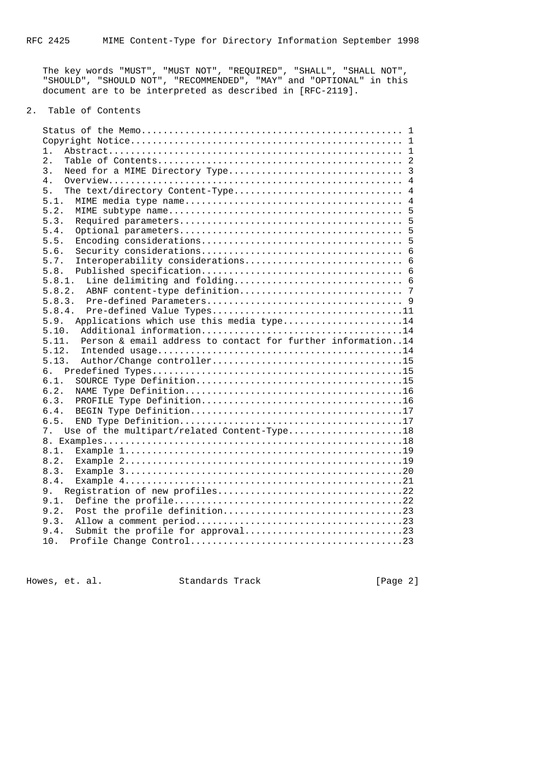The key words "MUST", "MUST NOT", "REQUIRED", "SHALL", "SHALL NOT", "SHOULD", "SHOULD NOT", "RECOMMENDED", "MAY" and "OPTIONAL" in this document are to be interpreted as described in [RFC-2119].

## 2. Table of Contents

```
Status of the Memo................................................ 1
Copyright Notice.................................................. 1
1.  Abstract...................................................... 1
2.  Table of Contents............................................. 2
3.  Need for a MIME Directory Type................................ 3
4.  Overview...................................................... 4
5.  The text/directory Content-Type............................... 4
5.1.  MIME media type name........................................ 4
5.2.  MIME subtype name........................................... 5
5.3.  Required parameters......................................... 5
5.4.  Optional parameters......................................... 5
5.5.  Encoding considerations..................................... 5
5.6.  Security considerations..................................... 6
5.7.  Interoperability considerations............................. 6
5.8.  Published specification..................................... 6
5.8.1.  Line delimiting and folding............................... 6
5.8.2.  ABNF content-type definition.............................. 7
5.8.3.  Pre-defined Parameters.................................... 9
5.8.4.  Pre-defined Value Types...................................11
5.9.  Applications which use this media type......................14
5.10.  Additional information.....................................14
5.11.  Person & email address to contact for further information..14
5.12.  Intended usage.............................................14
5.13.  Author/Change controller...................................15
6.  Predefined Types..............................................15
6.1.  SOURCE Type Definition......................................15
6.2.  NAME Type Definition........................................16
6.3.  PROFILE Type Definition.....................................16
6.4.  BEGIN Type Definition.......................................17
6.5.  END Type Definition.........................................17
7.  Use of the multipart/related Content-Type.....................18
8. Examples.......................................................18
8.1.  Example 1...................................................19
8.2.  Example 2...................................................19
8.3.  Example 3...................................................20
8.4.  Example 4...................................................21
9.  Registration of new profiles..................................22
9.1.  Define the profile..........................................22
9.2.  Post the profile definition.................................23
9.3.  Allow a comment period......................................23
9.4.  Submit the profile for approval.............................23
10.  Profile Change Control.......................................23
```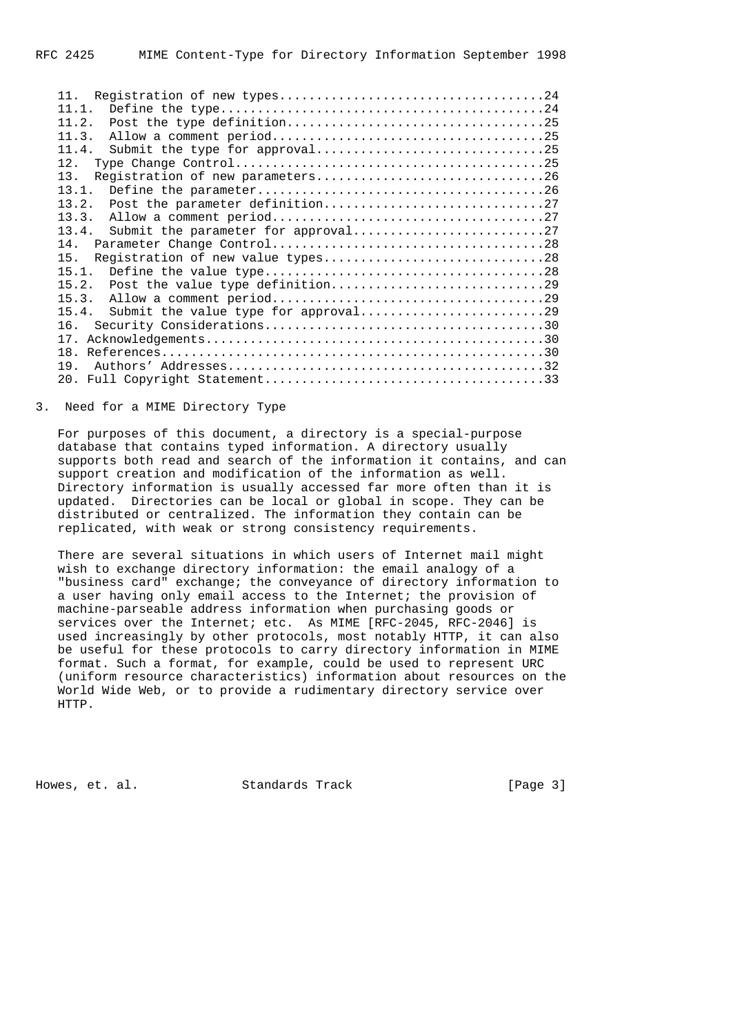```
   11.  Registration of new types....................................24
   11.1.  Define the type............................................24
   11.2.  Post the type definition...................................25
   11.3.  Allow a comment period.....................................25
   11.4.  Submit the type for approval...............................25
   12.  Type Change Control..........................................25
   13.  Registration of new parameters...............................26
   13.1.  Define the parameter.......................................26
   13.2.  Post the parameter definition..............................27
   13.3.  Allow a comment period.....................................27
   13.4.  Submit the parameter for approval..........................27
   14.  Parameter Change Control.....................................28
   15.  Registration of new value types..............................28
   15.1.  Define the value type......................................28
   15.2.  Post the value type definition.............................29
   15.3.  Allow a comment period.....................................29
   15.4.  Submit the value type for approval.........................29
   16.  Security Considerations......................................30
   17. Acknowledgements..............................................30
   18. References....................................................30
   19.  Authors' Addresses...........................................32
   20. Full Copyright Statement......................................33
```

## 3. Need for a MIME Directory Type

For purposes of this document, a directory is a special-purpose database that contains typed information. A directory usually supports both read and search of the information it contains, and can support creation and modification of the information as well. Directory information is usually accessed far more often than it is updated. Directories can be local or global in scope. They can be distributed or centralized. The information they contain can be replicated, with weak or strong consistency requirements.

There are several situations in which users of Internet mail might wish to exchange directory information: the email analogy of a "business card" exchange; the conveyance of directory information to a user having only email access to the Internet; the provision of machine-parseable address information when purchasing goods or services over the Internet; etc. As MIME [RFC-2045, RFC-2046] is used increasingly by other protocols, most notably HTTP, it can also be useful for these protocols to carry directory information in MIME format. Such a format, for example, could be used to represent URC (uniform resource characteristics) information about resources on the World Wide Web, or to provide a rudimentary directory service over HTTP.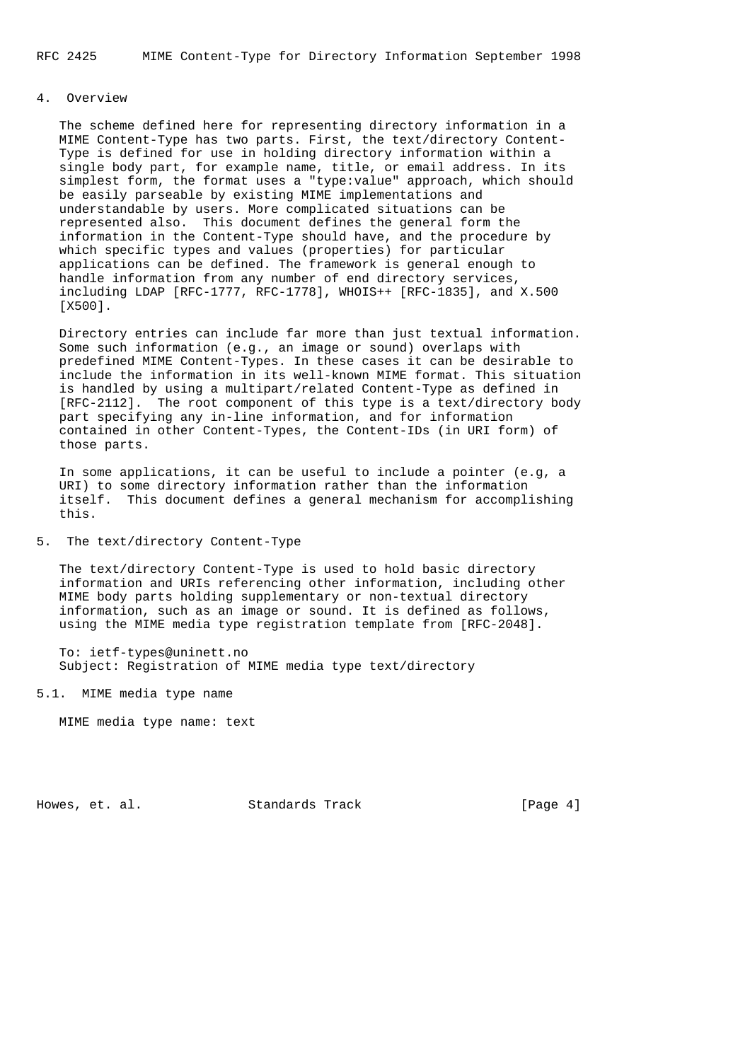## 4. Overview

The scheme defined here for representing directory information in a MIME Content-Type has two parts. First, the text/directory Content-Type is defined for use in holding directory information within a single body part, for example name, title, or email address. In its simplest form, the format uses a "type:value" approach, which should be easily parseable by existing MIME implementations and understandable by users. More complicated situations can be represented also. This document defines the general form the information in the Content-Type should have, and the procedure by which specific types and values (properties) for particular applications can be defined. The framework is general enough to handle information from any number of end directory services, including LDAP [RFC-1777, RFC-1778], WHOIS++ [RFC-1835], and X.500 [X500].

Directory entries can include far more than just textual information. Some such information (e.g., an image or sound) overlaps with predefined MIME Content-Types. In these cases it can be desirable to include the information in its well-known MIME format. This situation is handled by using a multipart/related Content-Type as defined in [RFC-2112]. The root component of this type is a text/directory body part specifying any in-line information, and for information contained in other Content-Types, the Content-IDs (in URI form) of those parts.

In some applications, it can be useful to include a pointer (e.g, a URI) to some directory information rather than the information itself. This document defines a general mechanism for accomplishing this.

## 5. The text/directory Content-Type

The text/directory Content-Type is used to hold basic directory information and URIs referencing other information, including other MIME body parts holding supplementary or non-textual directory information, such as an image or sound. It is defined as follows, using the MIME media type registration template from [RFC-2048].

To: ietf-types@uninett.no
Subject: Registration of MIME media type text/directory

### 5.1. MIME media type name

MIME media type name: text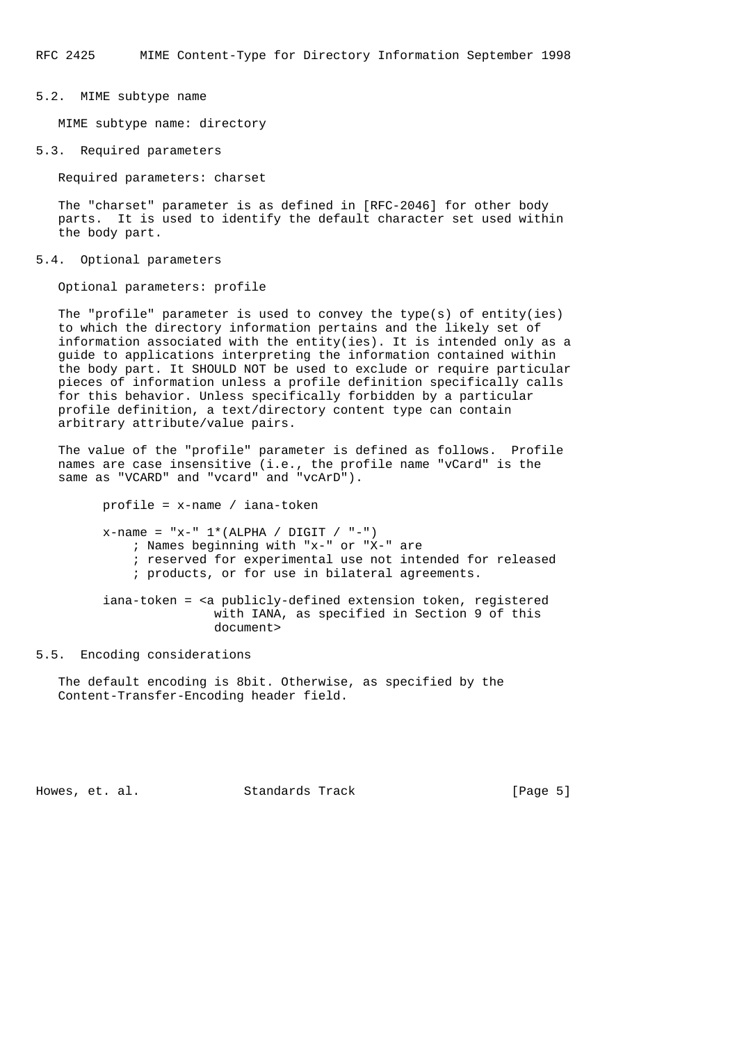## 5.2. MIME subtype name

MIME subtype name: directory

## 5.3. Required parameters

Required parameters: charset

The "charset" parameter is as defined in [RFC-2046] for other body parts. It is used to identify the default character set used within the body part.

## 5.4. Optional parameters

Optional parameters: profile

The "profile" parameter is used to convey the type(s) of entity(ies) to which the directory information pertains and the likely set of information associated with the entity(ies). It is intended only as a guide to applications interpreting the information contained within the body part. It SHOULD NOT be used to exclude or require particular pieces of information unless a profile definition specifically calls for this behavior. Unless specifically forbidden by a particular profile definition, a text/directory content type can contain arbitrary attribute/value pairs.

The value of the "profile" parameter is defined as follows. Profile names are case insensitive (i.e., the profile name "vCard" is the same as "VCARD" and "vcard" and "vcArD").

```
     profile = x-name / iana-token

     x-name = "x-" 1*(ALPHA / DIGIT / "-")
         ; Names beginning with "x-" or "X-" are
         ; reserved for experimental use not intended for released
         ; products, or for use in bilateral agreements.

     iana-token = <a publicly-defined extension token, registered
                    with IANA, as specified in Section 9 of this
                    document>
```

## 5.5. Encoding considerations

The default encoding is 8bit. Otherwise, as specified by the Content-Transfer-Encoding header field.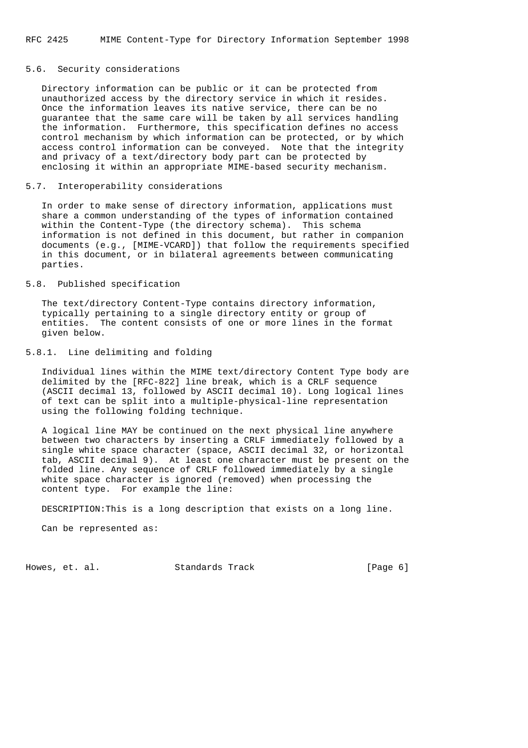## 5.6. Security considerations

Directory information can be public or it can be protected from unauthorized access by the directory service in which it resides. Once the information leaves its native service, there can be no guarantee that the same care will be taken by all services handling the information. Furthermore, this specification defines no access control mechanism by which information can be protected, or by which access control information can be conveyed. Note that the integrity and privacy of a text/directory body part can be protected by enclosing it within an appropriate MIME-based security mechanism.

## 5.7. Interoperability considerations

In order to make sense of directory information, applications must share a common understanding of the types of information contained within the Content-Type (the directory schema). This schema information is not defined in this document, but rather in companion documents (e.g., [MIME-VCARD]) that follow the requirements specified in this document, or in bilateral agreements between communicating parties.

## 5.8. Published specification

The text/directory Content-Type contains directory information, typically pertaining to a single directory entity or group of entities. The content consists of one or more lines in the format given below.

### 5.8.1. Line delimiting and folding

Individual lines within the MIME text/directory Content Type body are delimited by the [RFC-822] line break, which is a CRLF sequence (ASCII decimal 13, followed by ASCII decimal 10). Long logical lines of text can be split into a multiple-physical-line representation using the following folding technique.

A logical line MAY be continued on the next physical line anywhere between two characters by inserting a CRLF immediately followed by a single white space character (space, ASCII decimal 32, or horizontal tab, ASCII decimal 9). At least one character must be present on the folded line. Any sequence of CRLF followed immediately by a single white space character is ignored (removed) when processing the content type. For example the line:

```
DESCRIPTION:This is a long description that exists on a long line.
```

Can be represented as: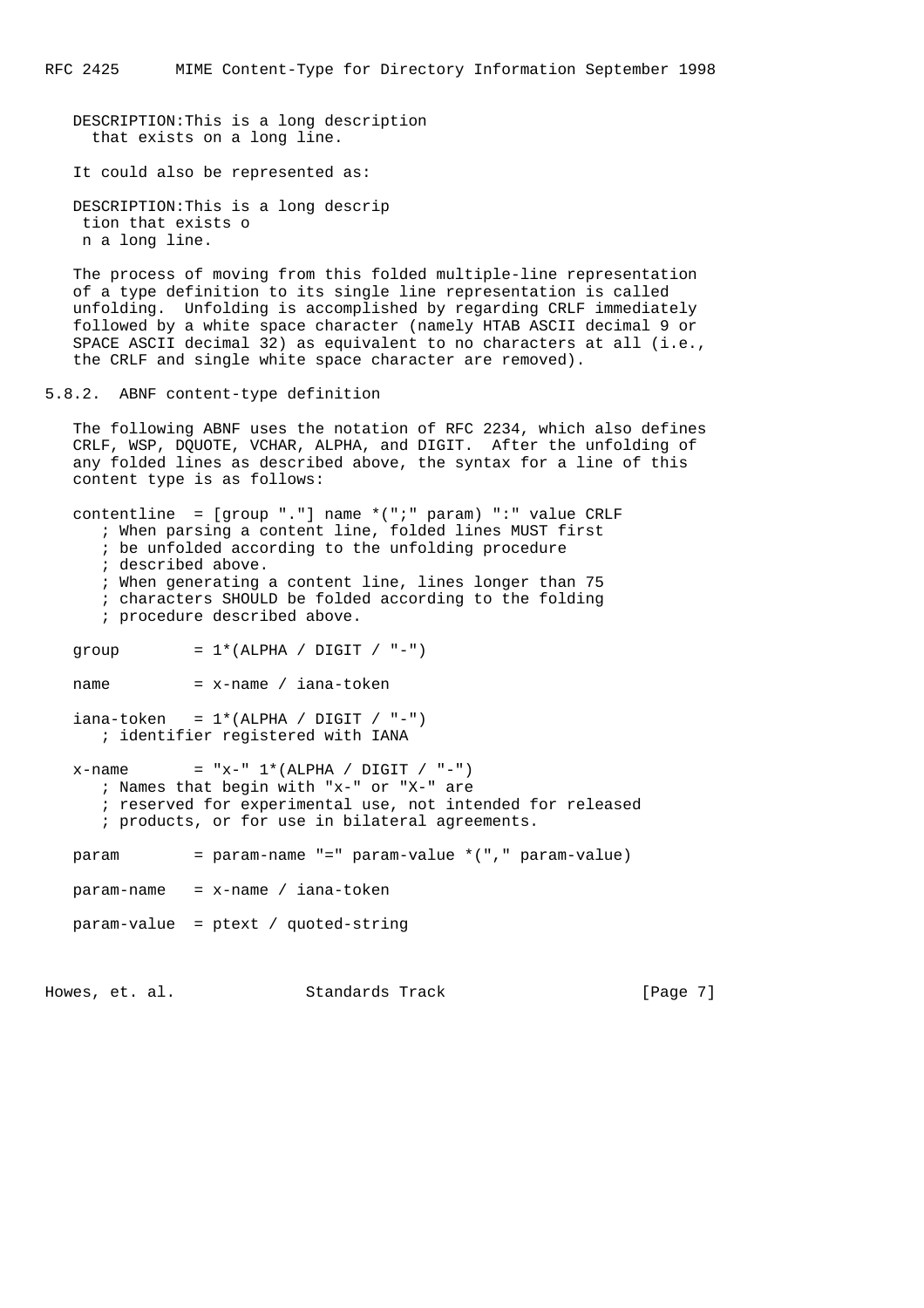```
DESCRIPTION:This is a long description
  that exists on a long line.
```

It could also be represented as:

```
DESCRIPTION:This is a long descrip
 tion that exists o
 n a long line.
```

The process of moving from this folded multiple-line representation of a type definition to its single line representation is called unfolding. Unfolding is accomplished by regarding CRLF immediately followed by a white space character (namely HTAB ASCII decimal 9 or SPACE ASCII decimal 32) as equivalent to no characters at all (i.e., the CRLF and single white space character are removed).

### 5.8.2. ABNF content-type definition

The following ABNF uses the notation of RFC 2234, which also defines CRLF, WSP, DQUOTE, VCHAR, ALPHA, and DIGIT. After the unfolding of any folded lines as described above, the syntax for a line of this content type is as follows:

```
contentline  = [group "."] name *(";" param) ":" value CRLF
   ; When parsing a content line, folded lines MUST first
   ; be unfolded according to the unfolding procedure
   ; described above.
   ; When generating a content line, lines longer than 75
   ; characters SHOULD be folded according to the folding
   ; procedure described above.

group        = 1*(ALPHA / DIGIT / "-")

name         = x-name / iana-token

iana-token   = 1*(ALPHA / DIGIT / "-")
   ; identifier registered with IANA

x-name       = "x-" 1*(ALPHA / DIGIT / "-")
   ; Names that begin with "x-" or "X-" are
   ; reserved for experimental use, not intended for released
   ; products, or for use in bilateral agreements.

param        = param-name "=" param-value *("," param-value)

param-name   = x-name / iana-token

param-value  = ptext / quoted-string
```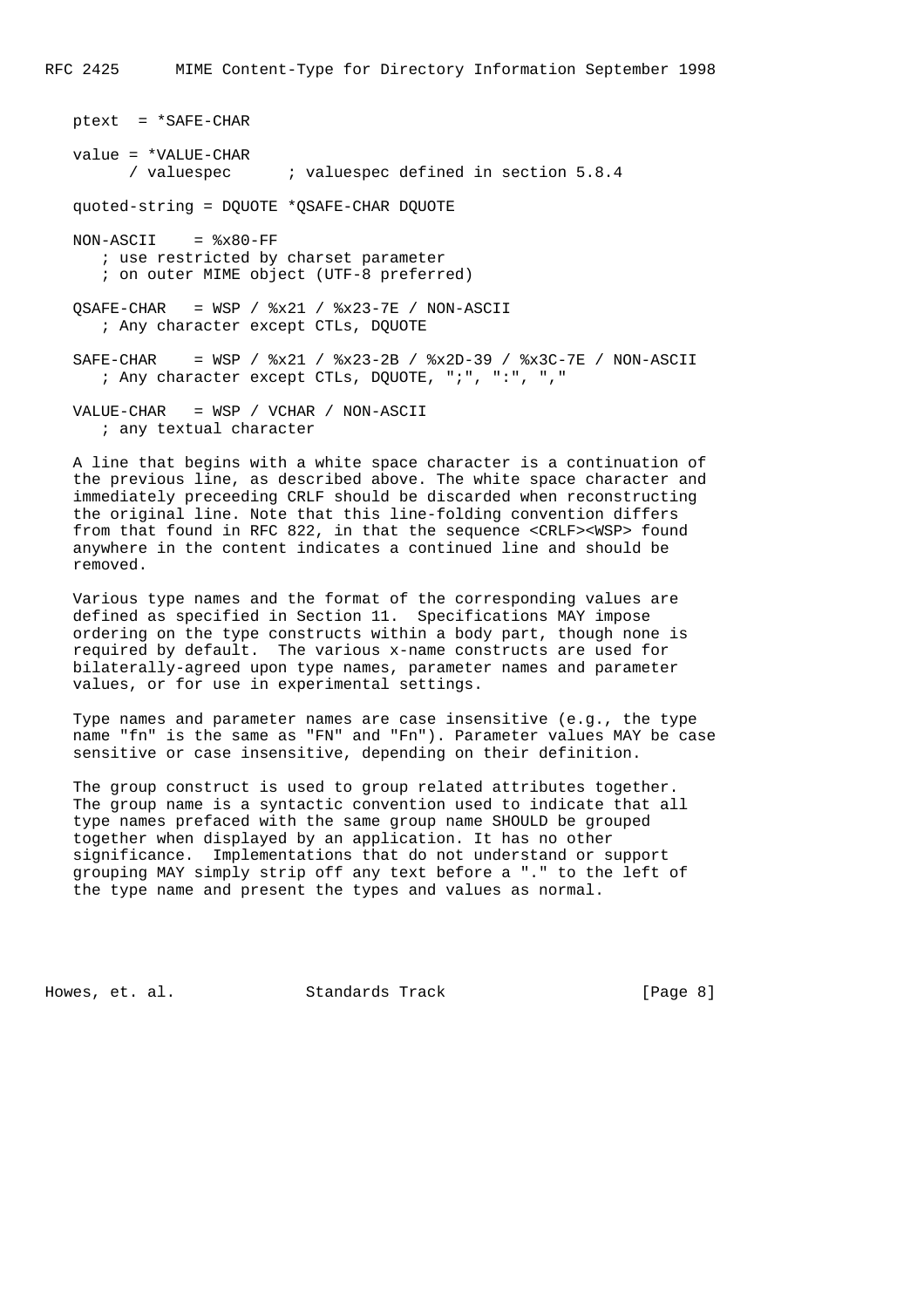```
ptext  = *SAFE-CHAR

value = *VALUE-CHAR
      / valuespec      ; valuespec defined in section 5.8.4

quoted-string = DQUOTE *QSAFE-CHAR DQUOTE

NON-ASCII    = %x80-FF
   ; use restricted by charset parameter
   ; on outer MIME object (UTF-8 preferred)

QSAFE-CHAR   = WSP / %x21 / %x23-7E / NON-ASCII
   ; Any character except CTLs, DQUOTE

SAFE-CHAR    = WSP / %x21 / %x23-2B / %x2D-39 / %x3C-7E / NON-ASCII
   ; Any character except CTLs, DQUOTE, ";", ":", ","

VALUE-CHAR   = WSP / VCHAR / NON-ASCII
   ; any textual character
```

A line that begins with a white space character is a continuation of the previous line, as described above. The white space character and immediately preceeding CRLF should be discarded when reconstructing the original line. Note that this line-folding convention differs from that found in RFC 822, in that the sequence <CRLF><WSP> found anywhere in the content indicates a continued line and should be removed.

Various type names and the format of the corresponding values are defined as specified in Section 11. Specifications MAY impose ordering on the type constructs within a body part, though none is required by default. The various x-name constructs are used for bilaterally-agreed upon type names, parameter names and parameter values, or for use in experimental settings.

Type names and parameter names are case insensitive (e.g., the type name "fn" is the same as "FN" and "Fn"). Parameter values MAY be case sensitive or case insensitive, depending on their definition.

The group construct is used to group related attributes together. The group name is a syntactic convention used to indicate that all type names prefaced with the same group name SHOULD be grouped together when displayed by an application. It has no other significance. Implementations that do not understand or support grouping MAY simply strip off any text before a "." to the left of the type name and present the types and values as normal.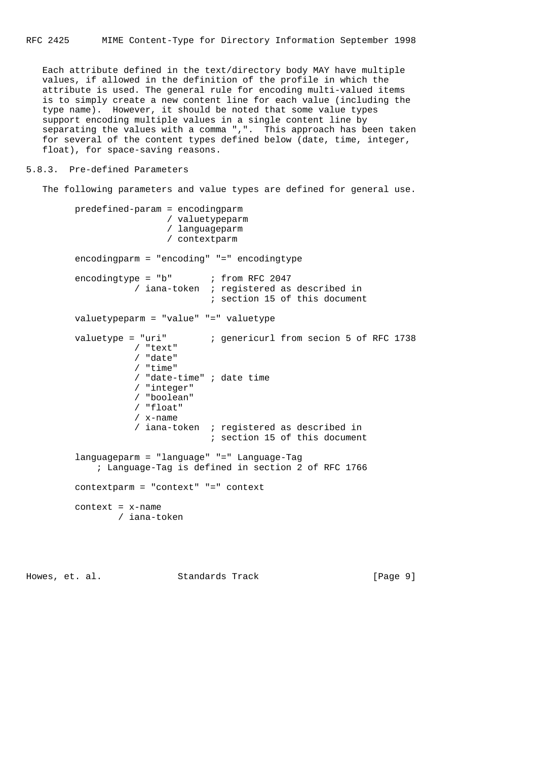Each attribute defined in the text/directory body MAY have multiple values, if allowed in the definition of the profile in which the attribute is used. The general rule for encoding multi-valued items is to simply create a new content line for each value (including the type name). However, it should be noted that some value types support encoding multiple values in a single content line by separating the values with a comma ",". This approach has been taken for several of the content types defined below (date, time, integer, float), for space-saving reasons.

### 5.8.3. Pre-defined Parameters

The following parameters and value types are defined for general use.

```
     predefined-param = encodingparm
                      / valuetypeparm
                      / languageparm
                      / contextparm

     encodingparm = "encoding" "=" encodingtype

     encodingtype = "b"       ; from RFC 2047
                 / iana-token  ; registered as described in
                               ; section 15 of this document

     valuetypeparm = "value" "=" valuetype

     valuetype = "uri"        ; genericurl from secion 5 of RFC 1738
                 / "text"
                 / "date"
                 / "time"
                 / "date-time" ; date time
                 / "integer"
                 / "boolean"
                 / "float"
                 / x-name
                 / iana-token  ; registered as described in
                               ; section 15 of this document

     languageparm = "language" "=" Language-Tag
         ; Language-Tag is defined in section 2 of RFC 1766

     contextparm = "context" "=" context

     context = x-name
             / iana-token
```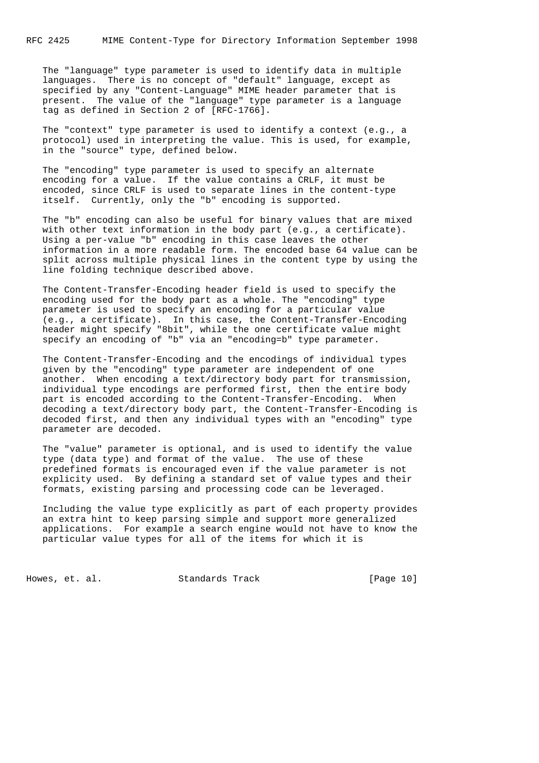The "language" type parameter is used to identify data in multiple languages. There is no concept of "default" language, except as specified by any "Content-Language" MIME header parameter that is present. The value of the "language" type parameter is a language tag as defined in Section 2 of [RFC-1766].

The "context" type parameter is used to identify a context (e.g., a protocol) used in interpreting the value. This is used, for example, in the "source" type, defined below.

The "encoding" type parameter is used to specify an alternate encoding for a value. If the value contains a CRLF, it must be encoded, since CRLF is used to separate lines in the content-type itself. Currently, only the "b" encoding is supported.

The "b" encoding can also be useful for binary values that are mixed with other text information in the body part (e.g., a certificate). Using a per-value "b" encoding in this case leaves the other information in a more readable form. The encoded base 64 value can be split across multiple physical lines in the content type by using the line folding technique described above.

The Content-Transfer-Encoding header field is used to specify the encoding used for the body part as a whole. The "encoding" type parameter is used to specify an encoding for a particular value (e.g., a certificate). In this case, the Content-Transfer-Encoding header might specify "8bit", while the one certificate value might specify an encoding of "b" via an "encoding=b" type parameter.

The Content-Transfer-Encoding and the encodings of individual types given by the "encoding" type parameter are independent of one another. When encoding a text/directory body part for transmission, individual type encodings are performed first, then the entire body part is encoded according to the Content-Transfer-Encoding. When decoding a text/directory body part, the Content-Transfer-Encoding is decoded first, and then any individual types with an "encoding" type parameter are decoded.

The "value" parameter is optional, and is used to identify the value type (data type) and format of the value. The use of these predefined formats is encouraged even if the value parameter is not explicity used. By defining a standard set of value types and their formats, existing parsing and processing code can be leveraged.

Including the value type explicitly as part of each property provides an extra hint to keep parsing simple and support more generalized applications. For example a search engine would not have to know the particular value types for all of the items for which it is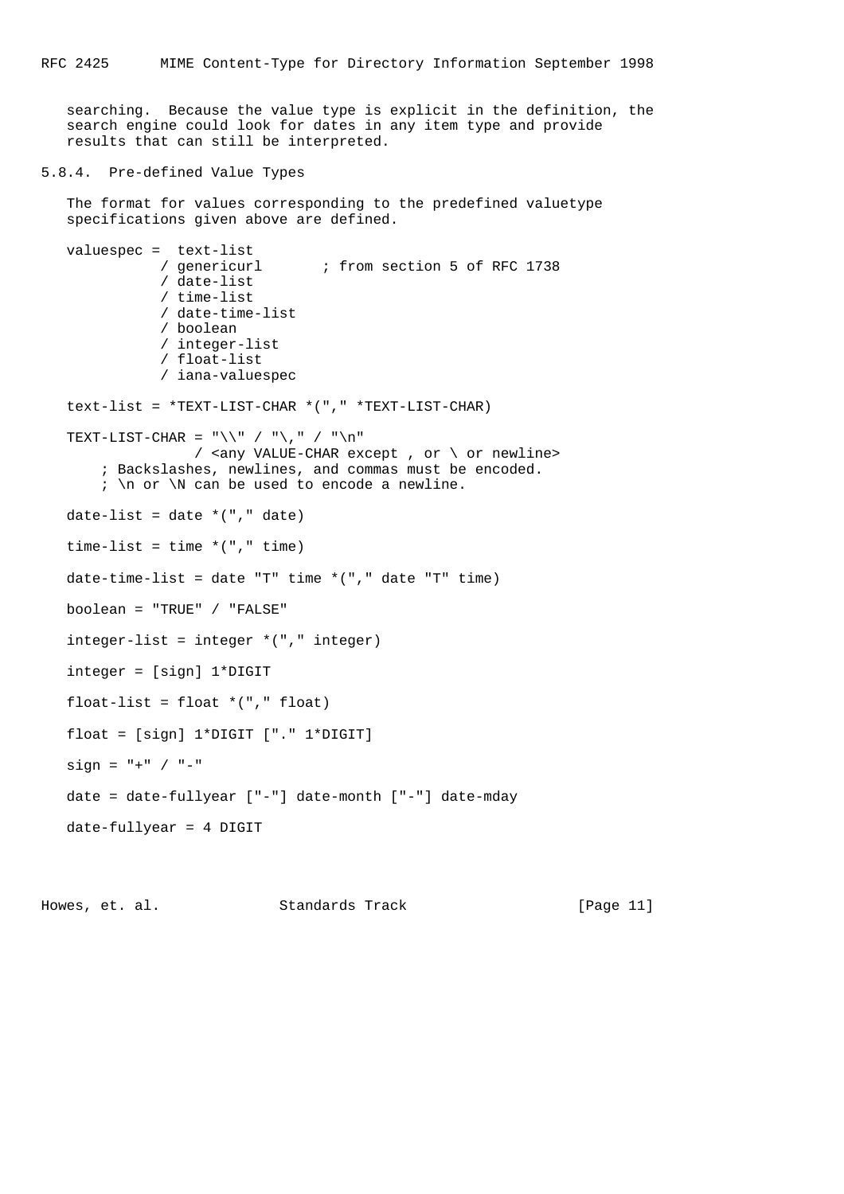searching. Because the value type is explicit in the definition, the search engine could look for dates in any item type and provide results that can still be interpreted.

### 5.8.4. Pre-defined Value Types

The format for values corresponding to the predefined valuetype specifications given above are defined.

```
valuespec =  text-list
           / genericurl       ; from section 5 of RFC 1738
           / date-list
           / time-list
           / date-time-list
           / boolean
           / integer-list
           / float-list
           / iana-valuespec

text-list = *TEXT-LIST-CHAR *("," *TEXT-LIST-CHAR)

TEXT-LIST-CHAR = "\\" / "\," / "\n"
               / <any VALUE-CHAR except , or \ or newline>
    ; Backslashes, newlines, and commas must be encoded.
    ; \n or \N can be used to encode a newline.

date-list = date *("," date)

time-list = time *("," time)

date-time-list = date "T" time *("," date "T" time)

boolean = "TRUE" / "FALSE"

integer-list = integer *("," integer)

integer = [sign] 1*DIGIT

float-list = float *("," float)

float = [sign] 1*DIGIT ["." 1*DIGIT]

sign = "+" / "-"

date = date-fullyear ["-"] date-month ["-"] date-mday

date-fullyear = 4 DIGIT
```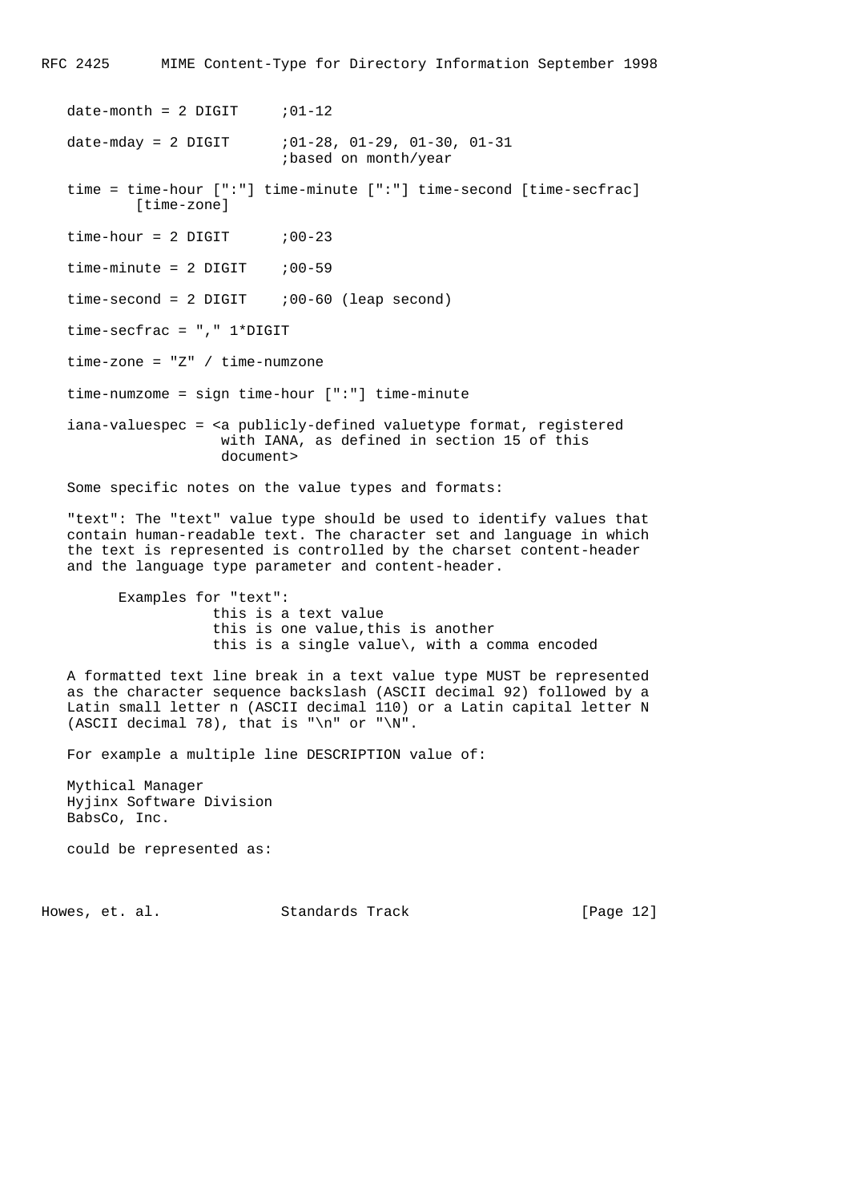```
date-month = 2 DIGIT     ;01-12

date-mday = 2 DIGIT      ;01-28, 01-29, 01-30, 01-31
                         ;based on month/year

time = time-hour [":"] time-minute [":"] time-second [time-secfrac]
        [time-zone]

time-hour = 2 DIGIT      ;00-23

time-minute = 2 DIGIT    ;00-59

time-second = 2 DIGIT    ;00-60 (leap second)

time-secfrac = "," 1*DIGIT

time-zone = "Z" / time-numzone

time-numzome = sign time-hour [":"] time-minute

iana-valuespec = <a publicly-defined valuetype format, registered
                  with IANA, as defined in section 15 of this
                  document>
```

Some specific notes on the value types and formats:

"text": The "text" value type should be used to identify values that contain human-readable text. The character set and language in which the text is represented is controlled by the charset content-header and the language type parameter and content-header.

```
      Examples for "text":
                 this is a text value
                 this is one value,this is another
                 this is a single value\, with a comma encoded
```

A formatted text line break in a text value type MUST be represented as the character sequence backslash (ASCII decimal 92) followed by a Latin small letter n (ASCII decimal 110) or a Latin capital letter N (ASCII decimal 78), that is "\n" or "\N".

For example a multiple line DESCRIPTION value of:

```
Mythical Manager
Hyjinx Software Division
BabsCo, Inc.
```

could be represented as: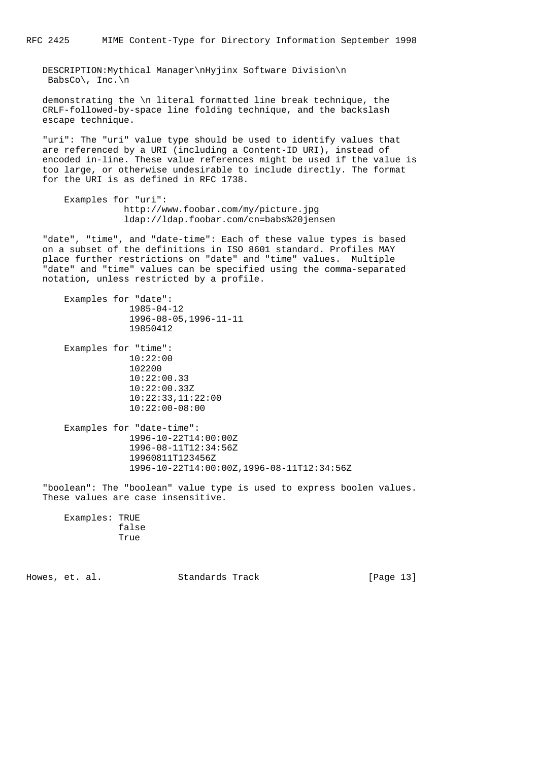```
DESCRIPTION:Mythical Manager\nHyjinx Software Division\n
 BabsCo\, Inc.\n
```

demonstrating the \n literal formatted line break technique, the CRLF-followed-by-space line folding technique, and the backslash escape technique.

"uri": The "uri" value type should be used to identify values that are referenced by a URI (including a Content-ID URI), instead of encoded in-line. These value references might be used if the value is too large, or otherwise undesirable to include directly. The format for the URI is as defined in RFC 1738.

Examples for "uri":

```
http://www.foobar.com/my/picture.jpg
ldap://ldap.foobar.com/cn=babs%20jensen
```

"date", "time", and "date-time": Each of these value types is based on a subset of the definitions in ISO 8601 standard. Profiles MAY place further restrictions on "date" and "time" values. Multiple "date" and "time" values can be specified using the comma-separated notation, unless restricted by a profile.

Examples for "date":

```
1985-04-12
1996-08-05,1996-11-11
19850412
```

Examples for "time":

```
10:22:00
102200
10:22:00.33
10:22:00.33Z
10:22:33,11:22:00
10:22:00-08:00
```

Examples for "date-time":

```
1996-10-22T14:00:00Z
1996-08-11T12:34:56Z
19960811T123456Z
1996-10-22T14:00:00Z,1996-08-11T12:34:56Z
```

"boolean": The "boolean" value type is used to express boolen values. These values are case insensitive.

Examples:

```
TRUE
false
True
```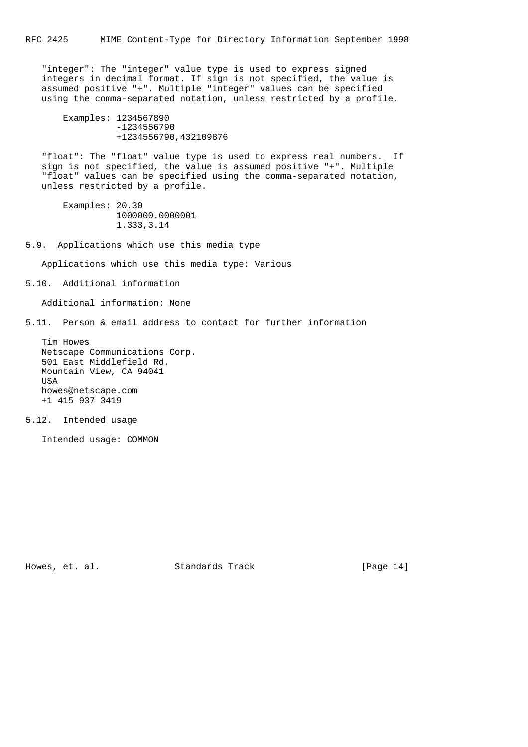"integer": The "integer" value type is used to express signed integers in decimal format. If sign is not specified, the value is assumed positive "+". Multiple "integer" values can be specified using the comma-separated notation, unless restricted by a profile.

```
Examples: 1234567890
          -1234556790
          +1234556790,432109876
```

"float": The "float" value type is used to express real numbers. If sign is not specified, the value is assumed positive "+". Multiple "float" values can be specified using the comma-separated notation, unless restricted by a profile.

```
Examples: 20.30
          1000000.0000001
          1.333,3.14
```

## 5.9. Applications which use this media type

Applications which use this media type: Various

## 5.10. Additional information

Additional information: None

## 5.11. Person & email address to contact for further information

Tim Howes
Netscape Communications Corp.
501 East Middlefield Rd.
Mountain View, CA 94041
USA
howes@netscape.com
+1 415 937 3419

## 5.12. Intended usage

Intended usage: COMMON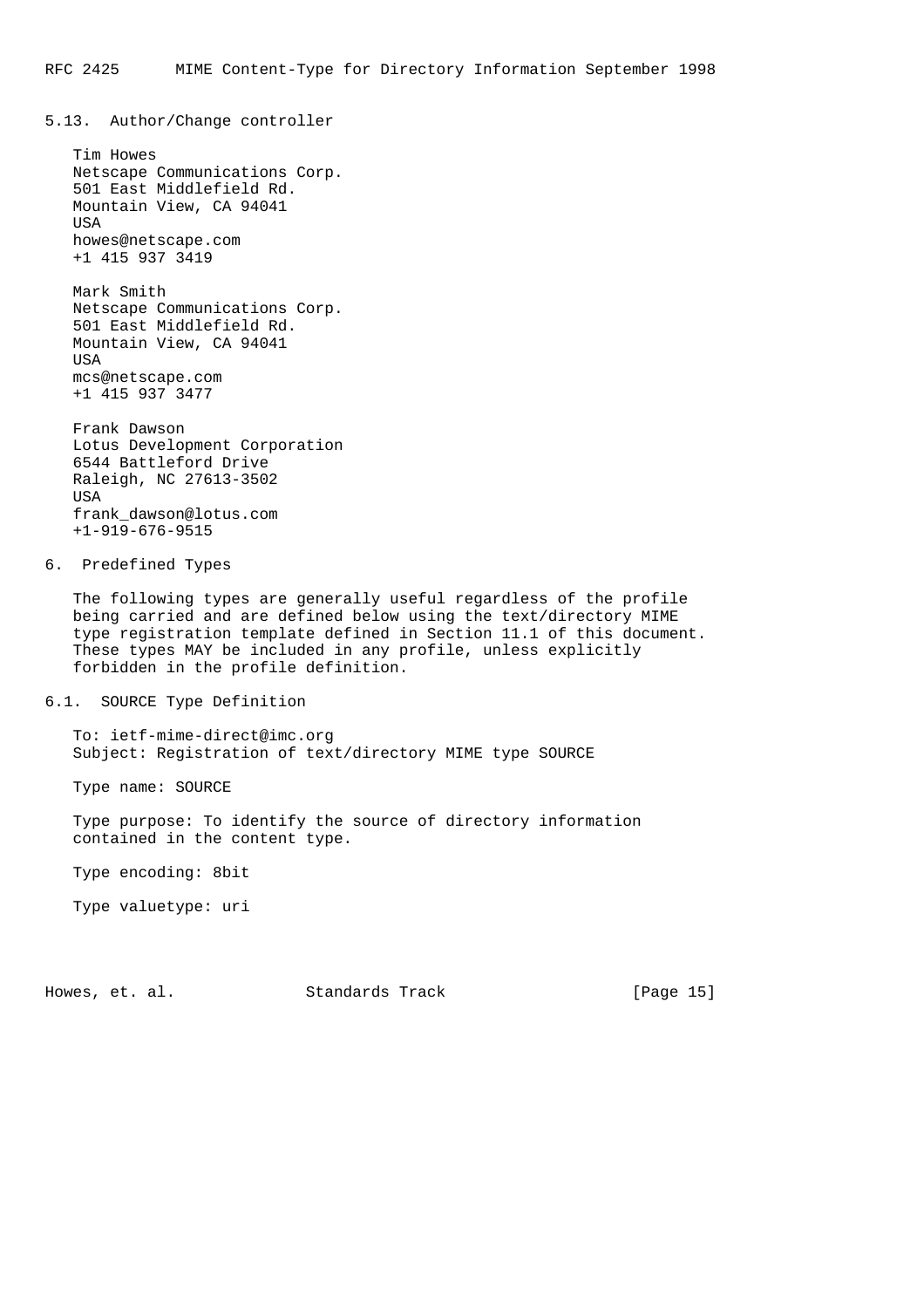### 5.13. Author/Change controller

Tim Howes
Netscape Communications Corp.
501 East Middlefield Rd.
Mountain View, CA 94041
USA
howes@netscape.com
+1 415 937 3419

Mark Smith
Netscape Communications Corp.
501 East Middlefield Rd.
Mountain View, CA 94041
USA
mcs@netscape.com
+1 415 937 3477

Frank Dawson
Lotus Development Corporation
6544 Battleford Drive
Raleigh, NC 27613-3502
USA
frank_dawson@lotus.com
+1-919-676-9515

## 6. Predefined Types

The following types are generally useful regardless of the profile being carried and are defined below using the text/directory MIME type registration template defined in Section 11.1 of this document. These types MAY be included in any profile, unless explicitly forbidden in the profile definition.

### 6.1. SOURCE Type Definition

To: ietf-mime-direct@imc.org
Subject: Registration of text/directory MIME type SOURCE

Type name: SOURCE

Type purpose: To identify the source of directory information contained in the content type.

Type encoding: 8bit

Type valuetype: uri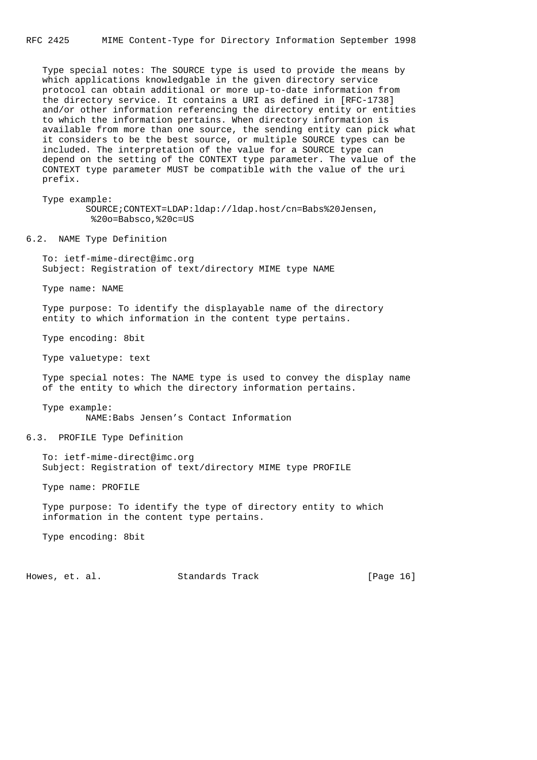Type special notes: The SOURCE type is used to provide the means by which applications knowledgable in the given directory service protocol can obtain additional or more up-to-date information from the directory service. It contains a URI as defined in [RFC-1738] and/or other information referencing the directory entity or entities to which the information pertains. When directory information is available from more than one source, the sending entity can pick what it considers to be the best source, or multiple SOURCE types can be included. The interpretation of the value for a SOURCE type can depend on the setting of the CONTEXT type parameter. The value of the CONTEXT type parameter MUST be compatible with the value of the uri prefix.

Type example:

```
        SOURCE;CONTEXT=LDAP:ldap://ldap.host/cn=Babs%20Jensen,
         %20o=Babsco,%20c=US
```

## 6.2. NAME Type Definition

To: ietf-mime-direct@imc.org
Subject: Registration of text/directory MIME type NAME

Type name: NAME

Type purpose: To identify the displayable name of the directory entity to which information in the content type pertains.

Type encoding: 8bit

Type valuetype: text

Type special notes: The NAME type is used to convey the display name of the entity to which the directory information pertains.

Type example:

```
        NAME:Babs Jensen’s Contact Information
```

## 6.3. PROFILE Type Definition

To: ietf-mime-direct@imc.org
Subject: Registration of text/directory MIME type PROFILE

Type name: PROFILE

Type purpose: To identify the type of directory entity to which information in the content type pertains.

Type encoding: 8bit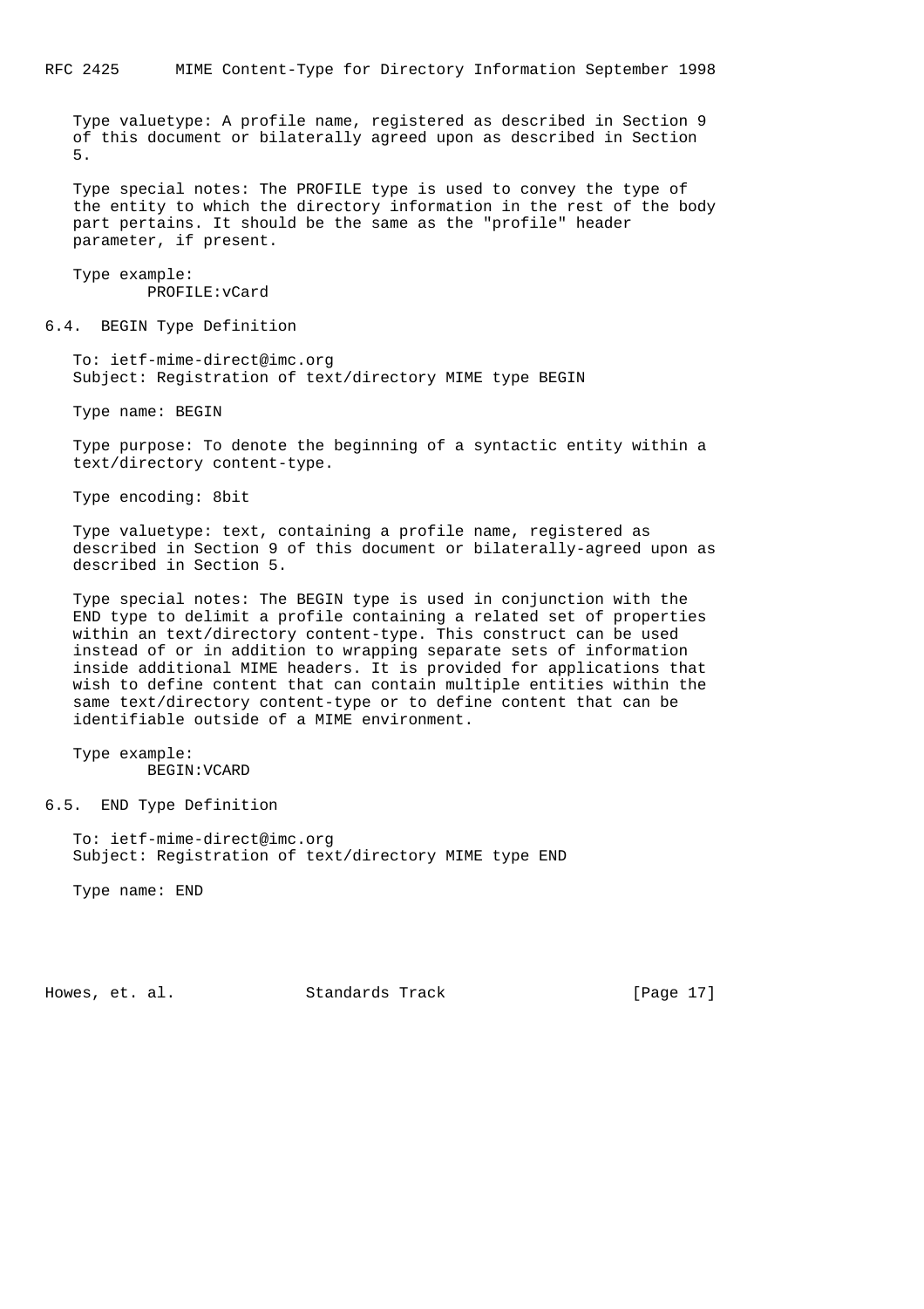Type valuetype: A profile name, registered as described in Section 9 of this document or bilaterally agreed upon as described in Section 5.

Type special notes: The PROFILE type is used to convey the type of the entity to which the directory information in the rest of the body part pertains. It should be the same as the "profile" header parameter, if present.

Type example:

```
PROFILE:vCard
```

## 6.4. BEGIN Type Definition

To: ietf-mime-direct@imc.org
Subject: Registration of text/directory MIME type BEGIN

Type name: BEGIN

Type purpose: To denote the beginning of a syntactic entity within a text/directory content-type.

Type encoding: 8bit

Type valuetype: text, containing a profile name, registered as described in Section 9 of this document or bilaterally-agreed upon as described in Section 5.

Type special notes: The BEGIN type is used in conjunction with the END type to delimit a profile containing a related set of properties within an text/directory content-type. This construct can be used instead of or in addition to wrapping separate sets of information inside additional MIME headers. It is provided for applications that wish to define content that can contain multiple entities within the same text/directory content-type or to define content that can be identifiable outside of a MIME environment.

Type example:

```
BEGIN:VCARD
```

## 6.5. END Type Definition

To: ietf-mime-direct@imc.org
Subject: Registration of text/directory MIME type END

Type name: END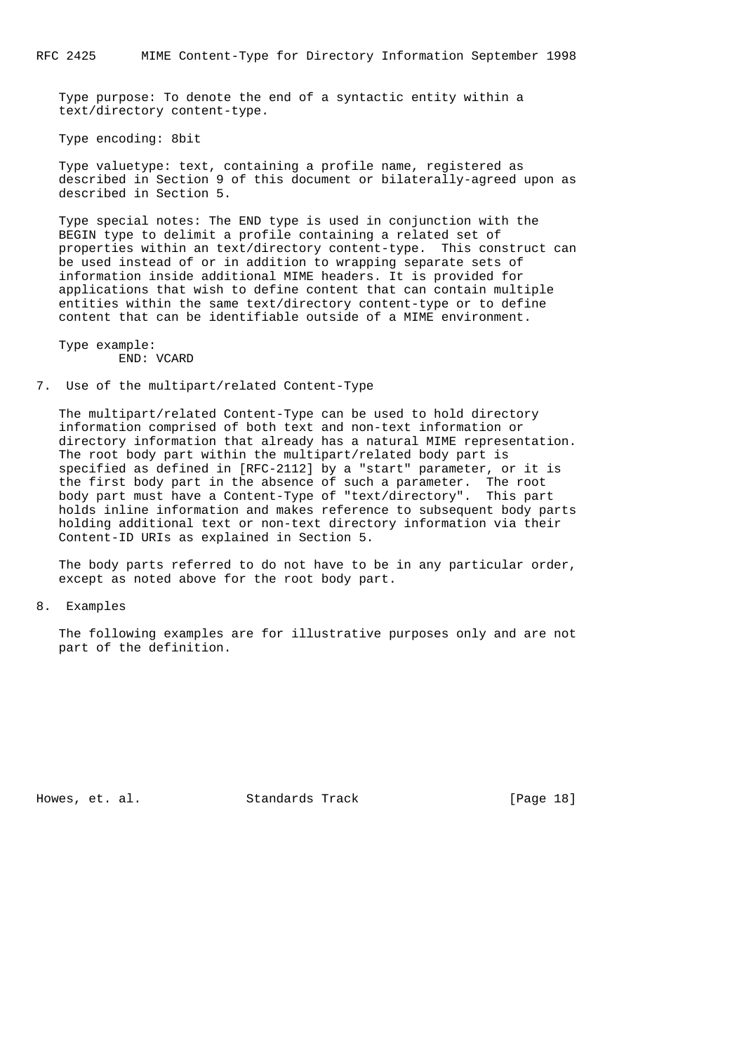Type purpose: To denote the end of a syntactic entity within a text/directory content-type.

Type encoding: 8bit

Type valuetype: text, containing a profile name, registered as described in Section 9 of this document or bilaterally-agreed upon as described in Section 5.

Type special notes: The END type is used in conjunction with the BEGIN type to delimit a profile containing a related set of properties within an text/directory content-type. This construct can be used instead of or in addition to wrapping separate sets of information inside additional MIME headers. It is provided for applications that wish to define content that can contain multiple entities within the same text/directory content-type or to define content that can be identifiable outside of a MIME environment.

Type example:

```
        END: VCARD
```

## 7. Use of the multipart/related Content-Type

The multipart/related Content-Type can be used to hold directory information comprised of both text and non-text information or directory information that already has a natural MIME representation. The root body part within the multipart/related body part is specified as defined in [RFC-2112] by a "start" parameter, or it is the first body part in the absence of such a parameter. The root body part must have a Content-Type of "text/directory". This part holds inline information and makes reference to subsequent body parts holding additional text or non-text directory information via their Content-ID URIs as explained in Section 5.

The body parts referred to do not have to be in any particular order, except as noted above for the root body part.

## 8. Examples

The following examples are for illustrative purposes only and are not part of the definition.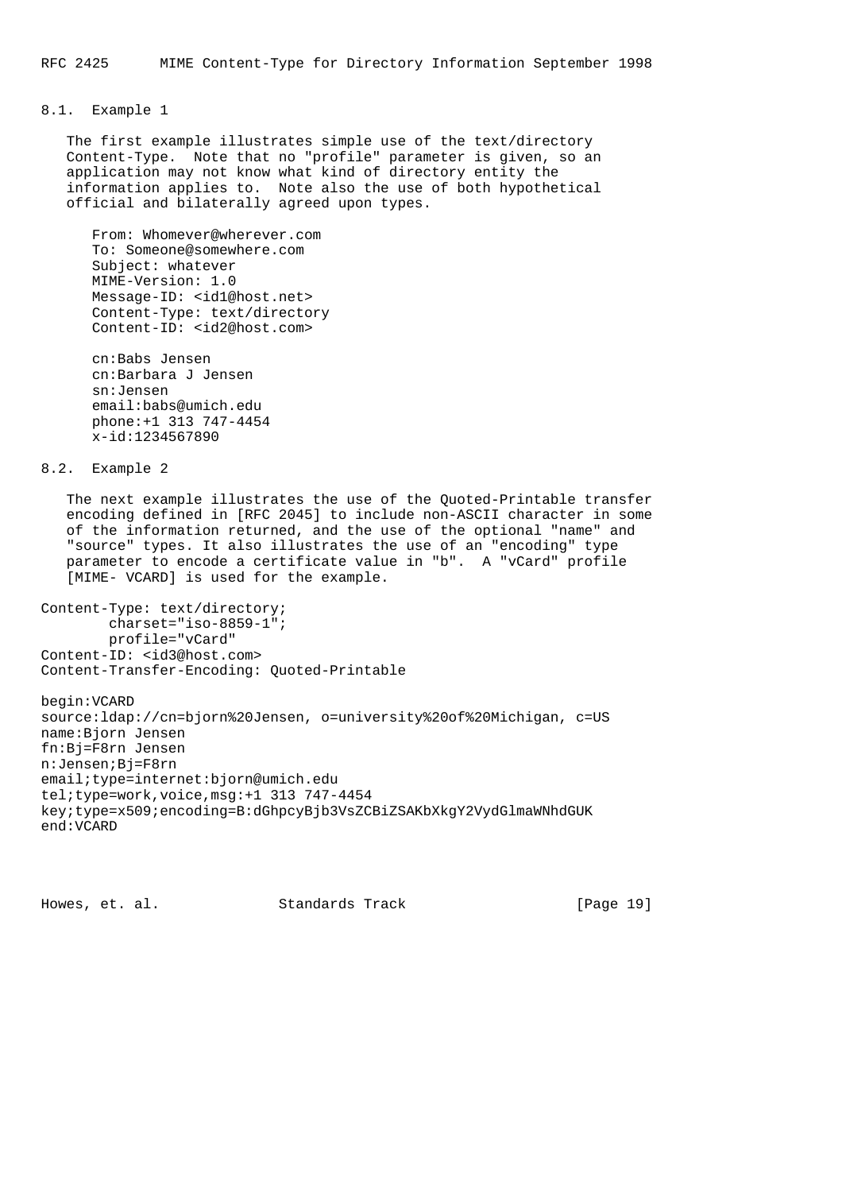### 8.1. Example 1

The first example illustrates simple use of the text/directory Content-Type. Note that no "profile" parameter is given, so an application may not know what kind of directory entity the information applies to. Note also the use of both hypothetical official and bilaterally agreed upon types.

```
From: Whomever@wherever.com
To: Someone@somewhere.com
Subject: whatever
MIME-Version: 1.0
Message-ID: <id1@host.net>
Content-Type: text/directory
Content-ID: <id2@host.com>

cn:Babs Jensen
cn:Barbara J Jensen
sn:Jensen
email:babs@umich.edu
phone:+1 313 747-4454
x-id:1234567890
```

### 8.2. Example 2

The next example illustrates the use of the Quoted-Printable transfer encoding defined in [RFC 2045] to include non-ASCII character in some of the information returned, and the use of the optional "name" and "source" types. It also illustrates the use of an "encoding" type parameter to encode a certificate value in "b". A "vCard" profile [MIME- VCARD] is used for the example.

```
Content-Type: text/directory;
        charset="iso-8859-1";
        profile="vCard"
Content-ID: <id3@host.com>
Content-Transfer-Encoding: Quoted-Printable

begin:VCARD
source:ldap://cn=bjorn%20Jensen, o=university%20of%20Michigan, c=US
name:Bjorn Jensen
fn:Bj=F8rn Jensen
n:Jensen;Bj=F8rn
email;type=internet:bjorn@umich.edu
tel;type=work,voice,msg:+1 313 747-4454
key;type=x509;encoding=B:dGhpcyBjb3VsZCBiZSAKbXkgY2VydGlmaWNhdGUK
end:VCARD
```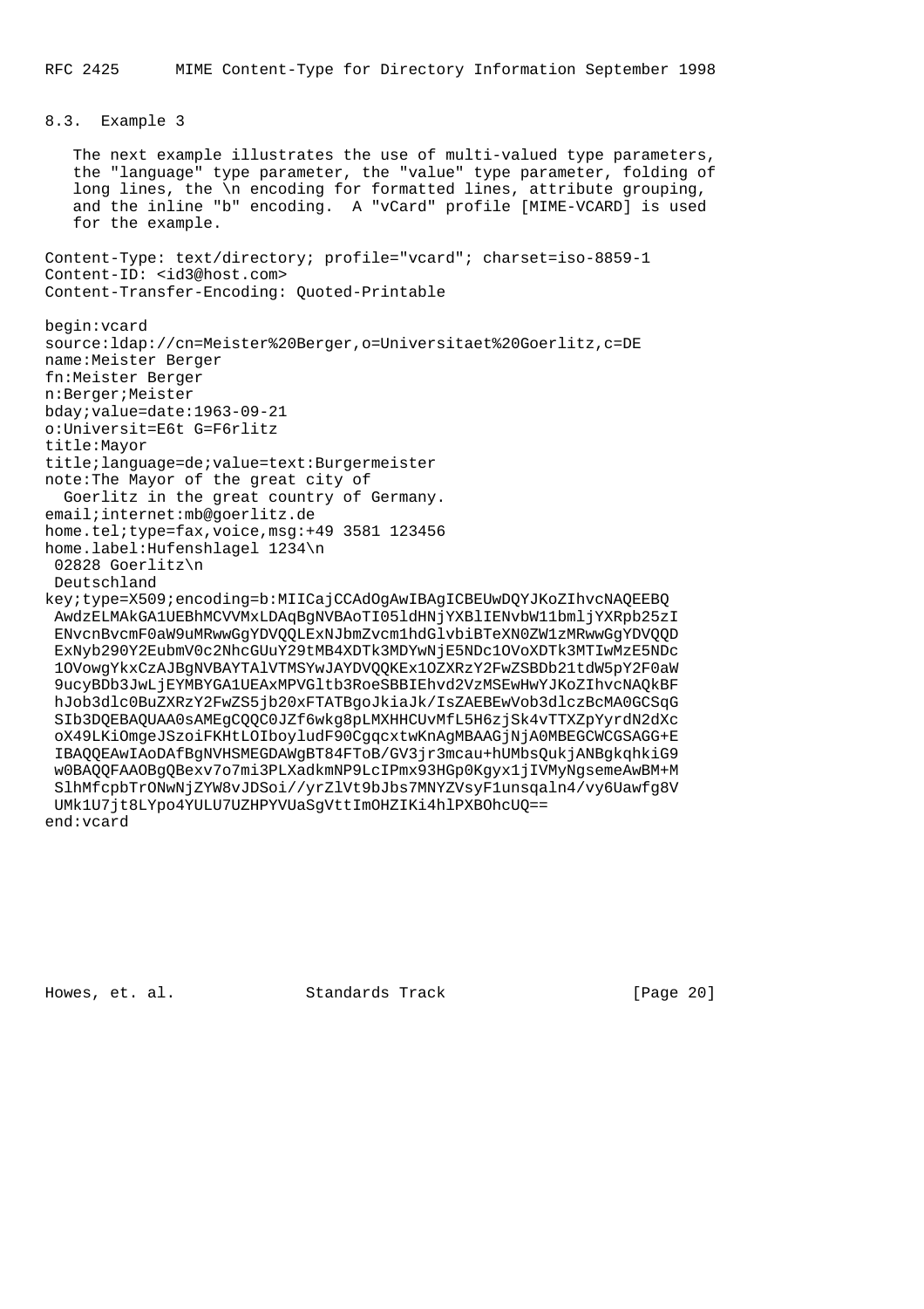### 8.3. Example 3

The next example illustrates the use of multi-valued type parameters, the "language" type parameter, the "value" type parameter, folding of long lines, the \n encoding for formatted lines, attribute grouping, and the inline "b" encoding. A "vCard" profile [MIME-VCARD] is used for the example.

```
Content-Type: text/directory; profile="vcard"; charset=iso-8859-1
Content-ID: <id3@host.com>
Content-Transfer-Encoding: Quoted-Printable

begin:vcard
source:ldap://cn=Meister%20Berger,o=Universitaet%20Goerlitz,c=DE
name:Meister Berger
fn:Meister Berger
n:Berger;Meister
bday;value=date:1963-09-21
o:Universit=E6t G=F6rlitz
title:Mayor
title;language=de;value=text:Burgermeister
note:The Mayor of the great city of
  Goerlitz in the great country of Germany.
email;internet:mb@goerlitz.de
home.tel;type=fax,voice,msg:+49 3581 123456
home.label:Hufenshlagel 1234\n
 02828 Goerlitz\n
 Deutschland
key;type=X509;encoding=b:MIICajCCAdOgAwIBAgICBEUwDQYJKoZIhvcNAQEEBQ
 AwdzELMAkGA1UEBhMCVVMxLDAqBgNVBAoTI05ldHNjYXBlIENvbW11bmljYXRpb25zI
 ENvcnBvcmF0aW9uMRwwGgYDVQQLExNJbmZvcm1hdGlvbiBTeXN0ZW1zMRwwGgYDVQQD
 ExNyb290Y2EubmV0c2NhcGUuY29tMB4XDTk3MDYwNjE5NDc1OVoXDTk3MTIwMzE5NDc
 1OVowgYkxCzAJBgNVBAYTAlVTMSYwJAYDVQQKEx1OZXRzY2FwZSBDb21tdW5pY2F0aW
 9ucyBDb3JwLjEYMBYGA1UEAxMPVGltb3RoeSBBIEhvd2VzMSEwHwYJKoZIhvcNAQkBF
 hJob3dlc0BuZXRzY2FwZS5jb20xFTATBgoJkiaJk/IsZAEBEwVob3dlczBcMA0GCSqG
 SIb3DQEBAQUAA0sAMEgCQQC0JZf6wkg8pLMXHHCUvMfL5H6zjSk4vTTXZpYyrdN2dXc
 oX49LKiOmgeJSzoiFKHtLOIboyludF90CgqcxtwKnAgMBAAGjNjA0MBEGCWCGSAGG+E
 IBAQQEAwIAoDAfBgNVHSMEGDAWgBT84FToB/GV3jr3mcau+hUMbsQukjANBgkqhkiG9
 w0BAQQFAAOBgQBexv7o7mi3PLXadkmNP9LcIPmx93HGp0Kgyx1jIVMyNgsemeAwBM+M
 SlhMfcpbTrONwNjZYW8vJDSoi//yrZlVt9bJbs7MNYZVsyF1unsqaln4/vy6Uawfg8V
 UMk1U7jt8LYpo4YULU7UZHPYVUaSgVttImOHZIKi4hlPXBOhcUQ==
end:vcard
```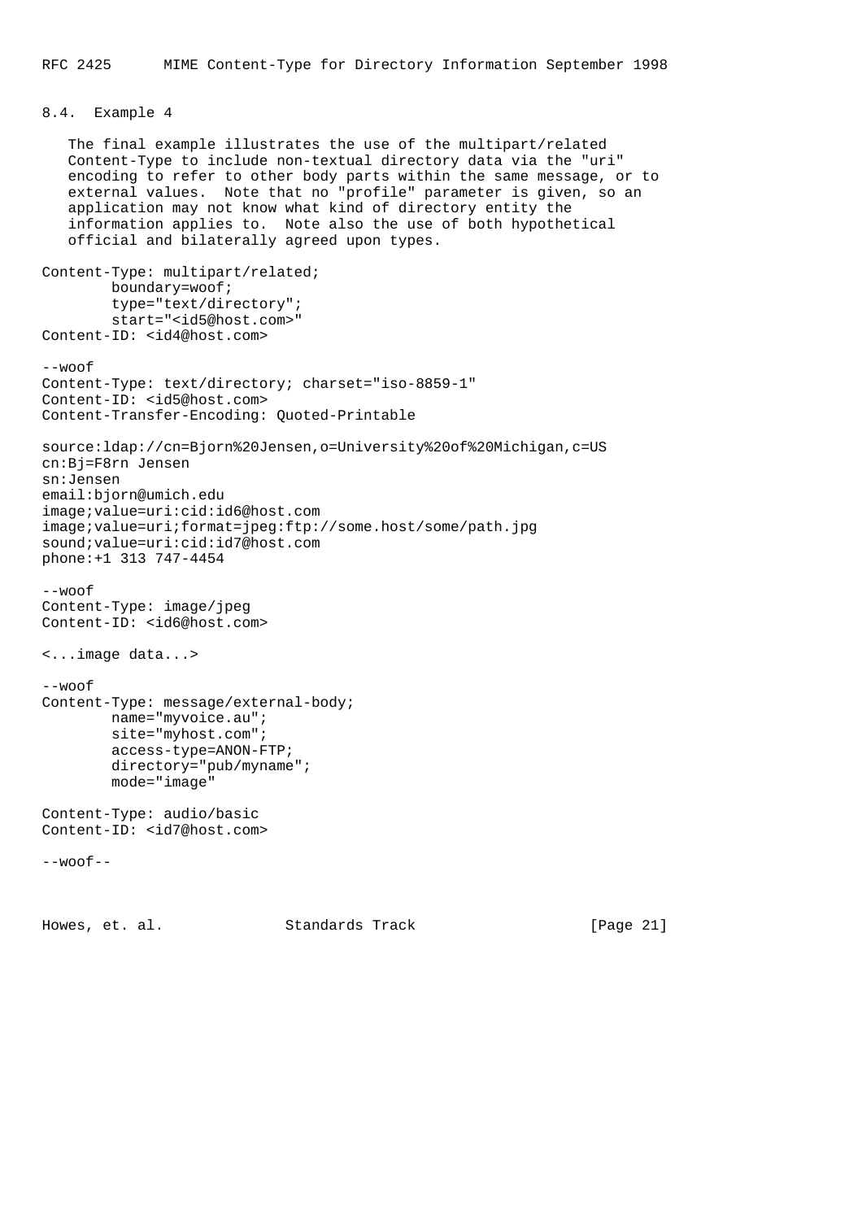## 8.4. Example 4

The final example illustrates the use of the multipart/related Content-Type to include non-textual directory data via the "uri" encoding to refer to other body parts within the same message, or to external values. Note that no "profile" parameter is given, so an application may not know what kind of directory entity the information applies to. Note also the use of both hypothetical official and bilaterally agreed upon types.

```
Content-Type: multipart/related;
        boundary=woof;
        type="text/directory";
        start="<id5@host.com>"
Content-ID: <id4@host.com>

--woof
Content-Type: text/directory; charset="iso-8859-1"
Content-ID: <id5@host.com>
Content-Transfer-Encoding: Quoted-Printable

source:ldap://cn=Bjorn%20Jensen,o=University%20of%20Michigan,c=US
cn:Bj=F8rn Jensen
sn:Jensen
email:bjorn@umich.edu
image;value=uri:cid:id6@host.com
image;value=uri;format=jpeg:ftp://some.host/some/path.jpg
sound;value=uri:cid:id7@host.com
phone:+1 313 747-4454

--woof
Content-Type: image/jpeg
Content-ID: <id6@host.com>

<...image data...>

--woof
Content-Type: message/external-body;
        name="myvoice.au";
        site="myhost.com";
        access-type=ANON-FTP;
        directory="pub/myname";
        mode="image"

Content-Type: audio/basic
Content-ID: <id7@host.com>

--woof--
```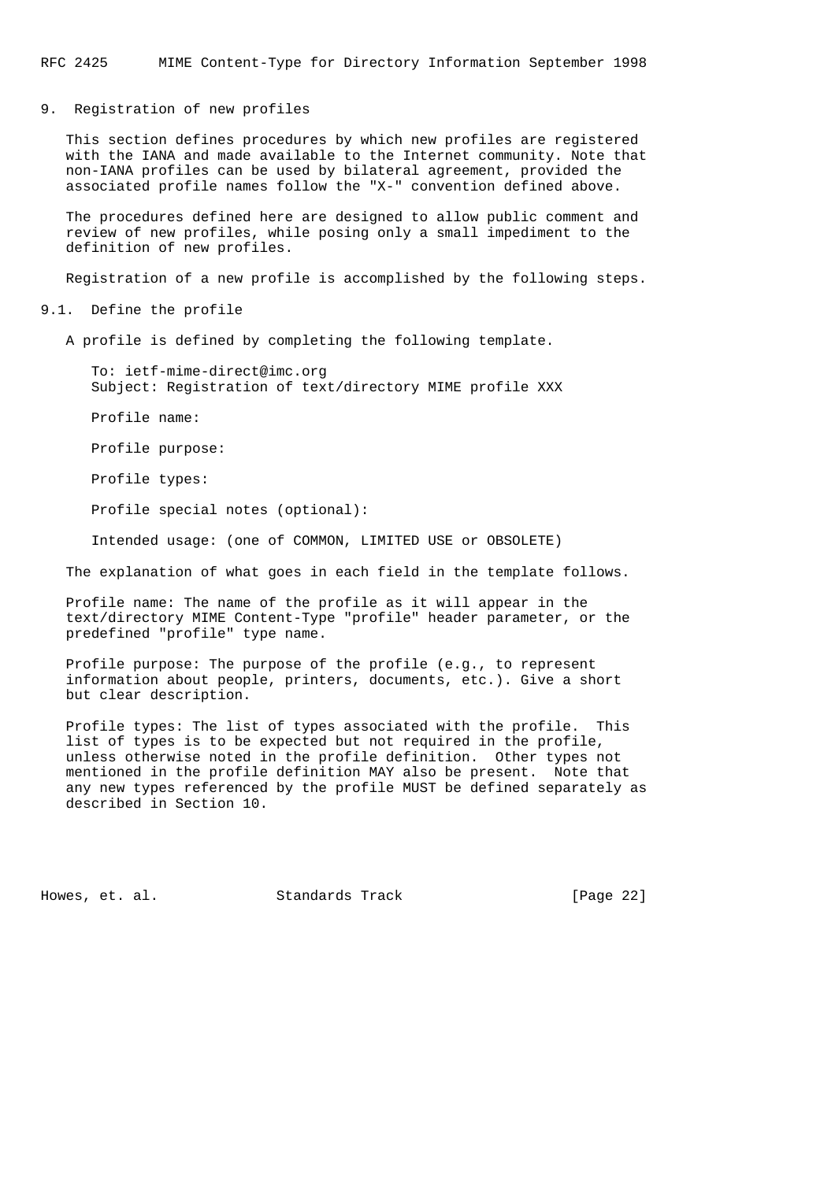## 9. Registration of new profiles

This section defines procedures by which new profiles are registered with the IANA and made available to the Internet community. Note that non-IANA profiles can be used by bilateral agreement, provided the associated profile names follow the "X-" convention defined above.

The procedures defined here are designed to allow public comment and review of new profiles, while posing only a small impediment to the definition of new profiles.

Registration of a new profile is accomplished by the following steps.

### 9.1. Define the profile

A profile is defined by completing the following template.

```
To: ietf-mime-direct@imc.org
Subject: Registration of text/directory MIME profile XXX

Profile name:

Profile purpose:

Profile types:

Profile special notes (optional):

Intended usage: (one of COMMON, LIMITED USE or OBSOLETE)
```

The explanation of what goes in each field in the template follows.

Profile name: The name of the profile as it will appear in the text/directory MIME Content-Type "profile" header parameter, or the predefined "profile" type name.

Profile purpose: The purpose of the profile (e.g., to represent information about people, printers, documents, etc.). Give a short but clear description.

Profile types: The list of types associated with the profile. This list of types is to be expected but not required in the profile, unless otherwise noted in the profile definition. Other types not mentioned in the profile definition MAY also be present. Note that any new types referenced by the profile MUST be defined separately as described in Section 10.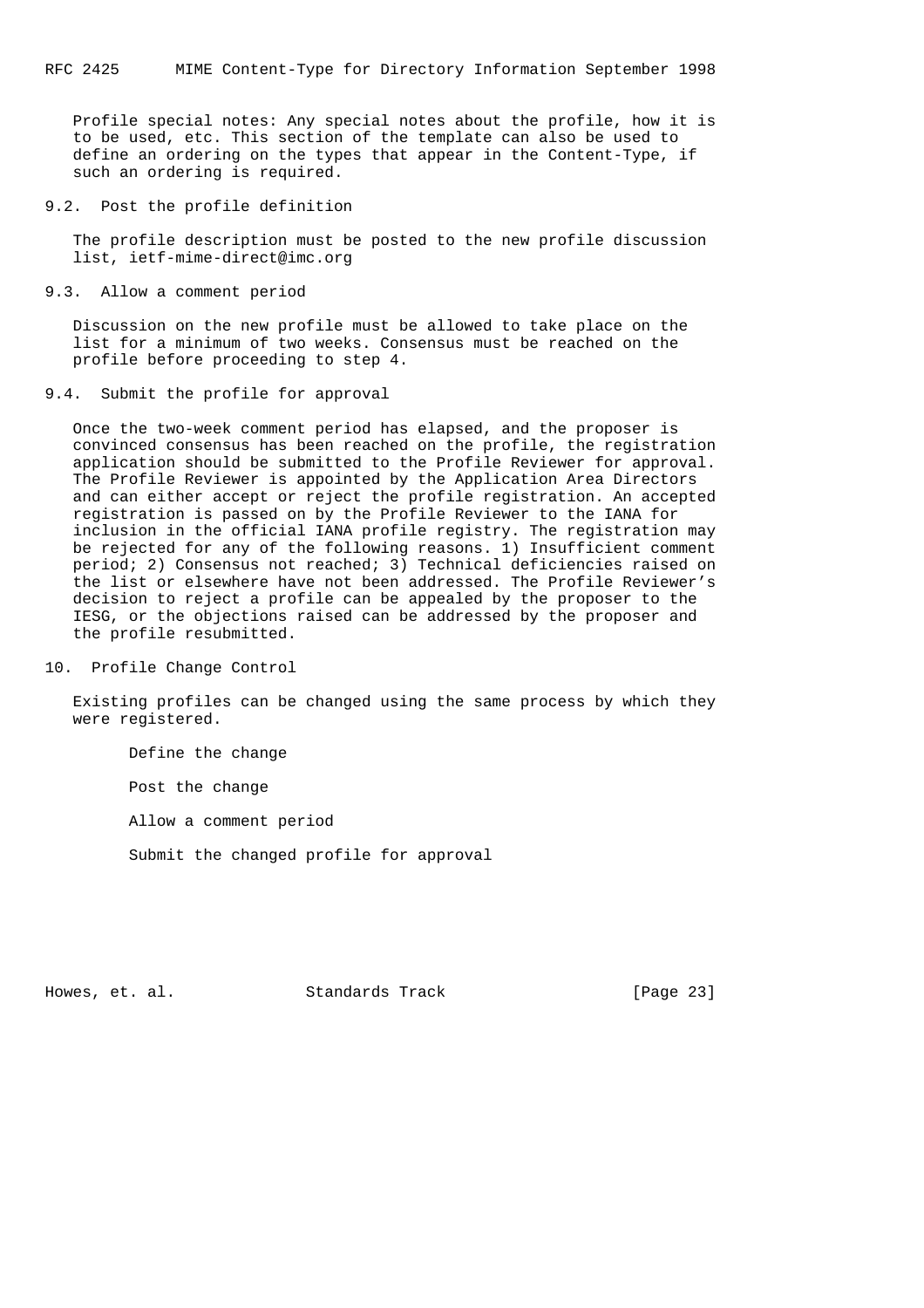Profile special notes: Any special notes about the profile, how it is to be used, etc. This section of the template can also be used to define an ordering on the types that appear in the Content-Type, if such an ordering is required.

### 9.2. Post the profile definition

The profile description must be posted to the new profile discussion list, ietf-mime-direct@imc.org

### 9.3. Allow a comment period

Discussion on the new profile must be allowed to take place on the list for a minimum of two weeks. Consensus must be reached on the profile before proceeding to step 4.

### 9.4. Submit the profile for approval

Once the two-week comment period has elapsed, and the proposer is convinced consensus has been reached on the profile, the registration application should be submitted to the Profile Reviewer for approval. The Profile Reviewer is appointed by the Application Area Directors and can either accept or reject the profile registration. An accepted registration is passed on by the Profile Reviewer to the IANA for inclusion in the official IANA profile registry. The registration may be rejected for any of the following reasons. 1) Insufficient comment period; 2) Consensus not reached; 3) Technical deficiencies raised on the list or elsewhere have not been addressed. The Profile Reviewer's decision to reject a profile can be appealed by the proposer to the IESG, or the objections raised can be addressed by the proposer and the profile resubmitted.

## 10. Profile Change Control

Existing profiles can be changed using the same process by which they were registered.

Define the change

Post the change

Allow a comment period

Submit the changed profile for approval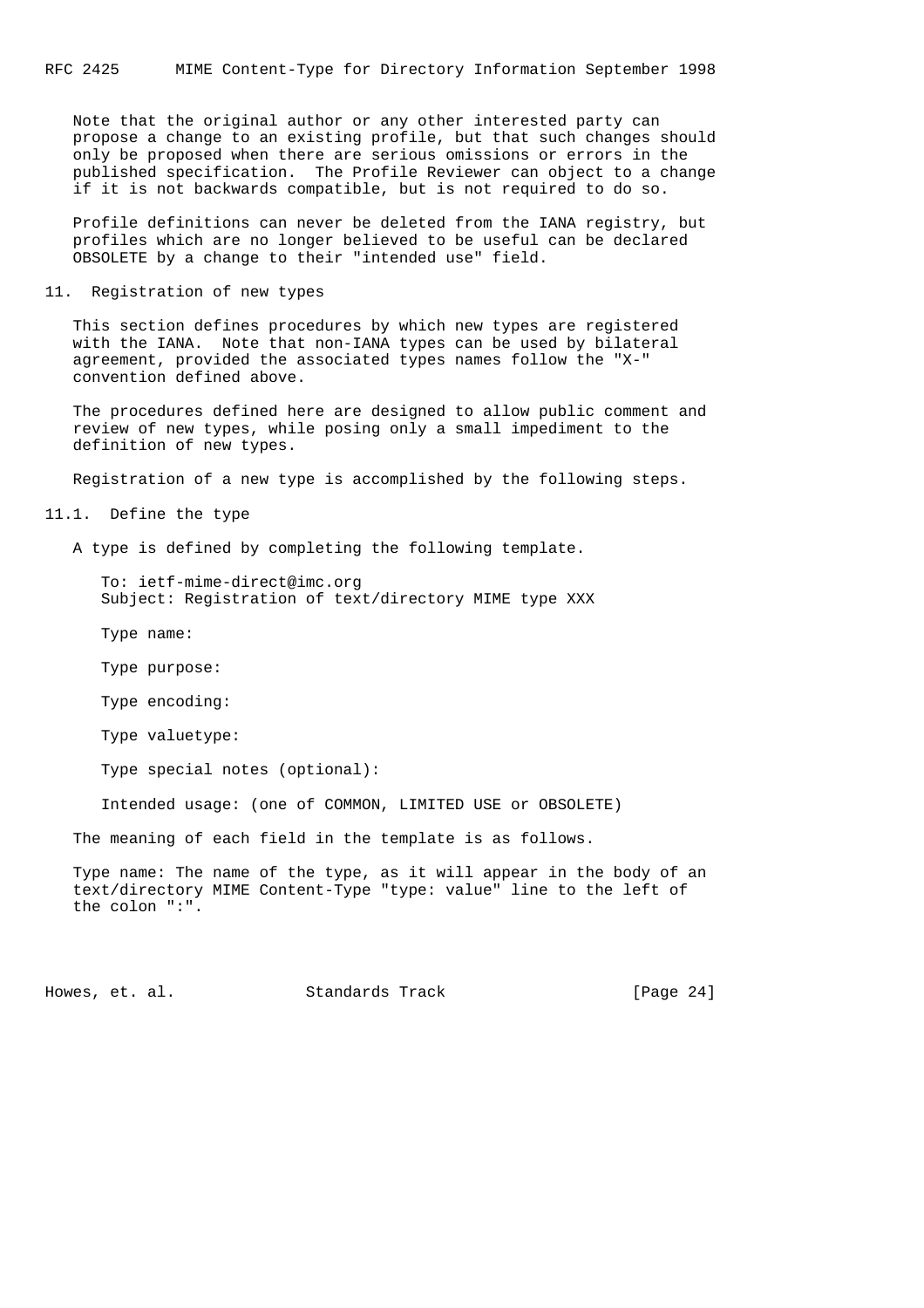Note that the original author or any other interested party can propose a change to an existing profile, but that such changes should only be proposed when there are serious omissions or errors in the published specification. The Profile Reviewer can object to a change if it is not backwards compatible, but is not required to do so.

Profile definitions can never be deleted from the IANA registry, but profiles which are no longer believed to be useful can be declared OBSOLETE by a change to their "intended use" field.

## 11. Registration of new types

This section defines procedures by which new types are registered with the IANA. Note that non-IANA types can be used by bilateral agreement, provided the associated types names follow the "X-" convention defined above.

The procedures defined here are designed to allow public comment and review of new types, while posing only a small impediment to the definition of new types.

Registration of a new type is accomplished by the following steps.

### 11.1. Define the type

A type is defined by completing the following template.

```
To: ietf-mime-direct@imc.org
Subject: Registration of text/directory MIME type XXX

Type name:

Type purpose:

Type encoding:

Type valuetype:

Type special notes (optional):

Intended usage: (one of COMMON, LIMITED USE or OBSOLETE)
```

The meaning of each field in the template is as follows.

Type name: The name of the type, as it will appear in the body of an text/directory MIME Content-Type "type: value" line to the left of the colon ":".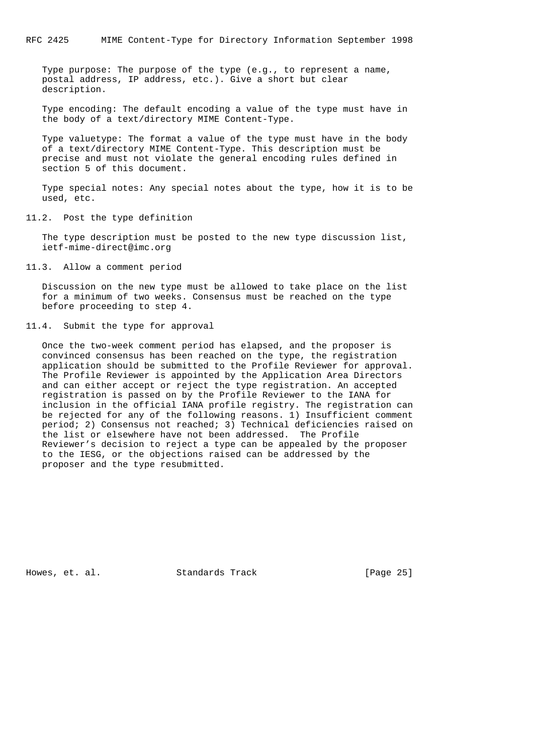Type purpose: The purpose of the type (e.g., to represent a name, postal address, IP address, etc.). Give a short but clear description.

Type encoding: The default encoding a value of the type must have in the body of a text/directory MIME Content-Type.

Type valuetype: The format a value of the type must have in the body of a text/directory MIME Content-Type. This description must be precise and must not violate the general encoding rules defined in section 5 of this document.

Type special notes: Any special notes about the type, how it is to be used, etc.

### 11.2. Post the type definition

The type description must be posted to the new type discussion list, ietf-mime-direct@imc.org

### 11.3. Allow a comment period

Discussion on the new type must be allowed to take place on the list for a minimum of two weeks. Consensus must be reached on the type before proceeding to step 4.

### 11.4. Submit the type for approval

Once the two-week comment period has elapsed, and the proposer is convinced consensus has been reached on the type, the registration application should be submitted to the Profile Reviewer for approval. The Profile Reviewer is appointed by the Application Area Directors and can either accept or reject the type registration. An accepted registration is passed on by the Profile Reviewer to the IANA for inclusion in the official IANA profile registry. The registration can be rejected for any of the following reasons. 1) Insufficient comment period; 2) Consensus not reached; 3) Technical deficiencies raised on the list or elsewhere have not been addressed. The Profile Reviewer’s decision to reject a type can be appealed by the proposer to the IESG, or the objections raised can be addressed by the proposer and the type resubmitted.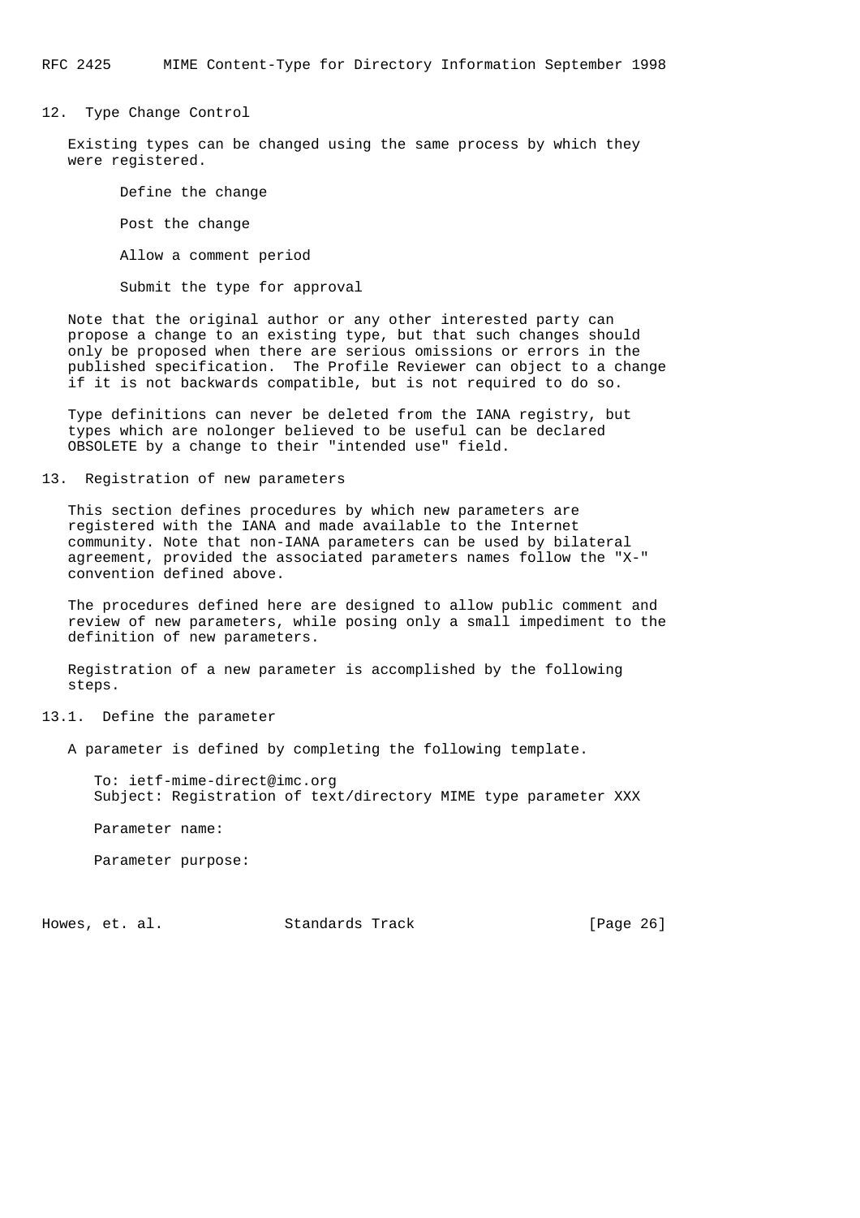## 12. Type Change Control

Existing types can be changed using the same process by which they were registered.

Define the change

Post the change

Allow a comment period

Submit the type for approval

Note that the original author or any other interested party can propose a change to an existing type, but that such changes should only be proposed when there are serious omissions or errors in the published specification. The Profile Reviewer can object to a change if it is not backwards compatible, but is not required to do so.

Type definitions can never be deleted from the IANA registry, but types which are nolonger believed to be useful can be declared OBSOLETE by a change to their "intended use" field.

## 13. Registration of new parameters

This section defines procedures by which new parameters are registered with the IANA and made available to the Internet community. Note that non-IANA parameters can be used by bilateral agreement, provided the associated parameters names follow the "X-" convention defined above.

The procedures defined here are designed to allow public comment and review of new parameters, while posing only a small impediment to the definition of new parameters.

Registration of a new parameter is accomplished by the following steps.

### 13.1. Define the parameter

A parameter is defined by completing the following template.

```
To: ietf-mime-direct@imc.org
Subject: Registration of text/directory MIME type parameter XXX

Parameter name:

Parameter purpose:
```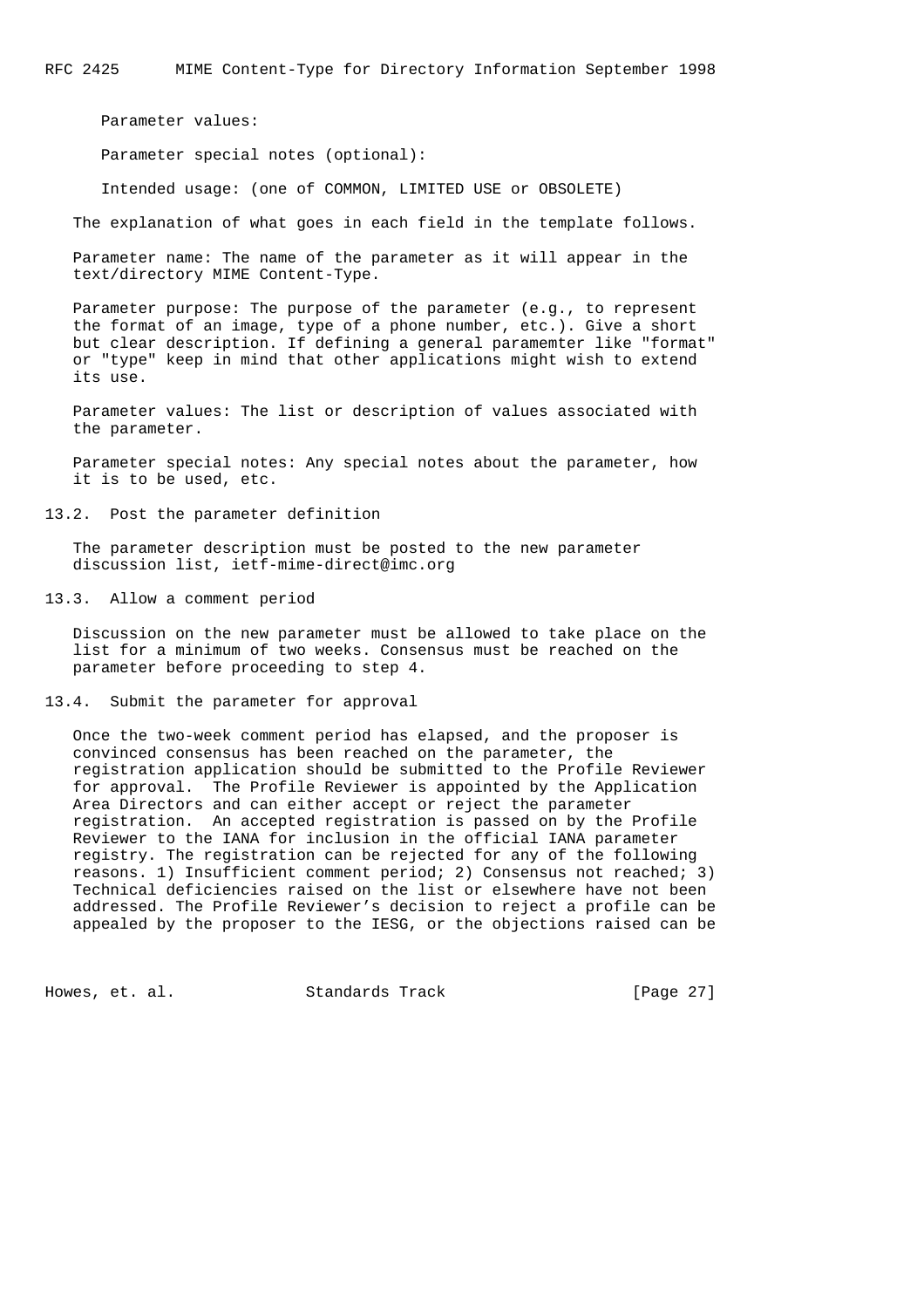Parameter values:

Parameter special notes (optional):

Intended usage: (one of COMMON, LIMITED USE or OBSOLETE)

The explanation of what goes in each field in the template follows.

Parameter name: The name of the parameter as it will appear in the text/directory MIME Content-Type.

Parameter purpose: The purpose of the parameter (e.g., to represent the format of an image, type of a phone number, etc.). Give a short but clear description. If defining a general paramemter like "format" or "type" keep in mind that other applications might wish to extend its use.

Parameter values: The list or description of values associated with the parameter.

Parameter special notes: Any special notes about the parameter, how it is to be used, etc.

### 13.2. Post the parameter definition

The parameter description must be posted to the new parameter discussion list, ietf-mime-direct@imc.org

### 13.3. Allow a comment period

Discussion on the new parameter must be allowed to take place on the list for a minimum of two weeks. Consensus must be reached on the parameter before proceeding to step 4.

### 13.4. Submit the parameter for approval

Once the two-week comment period has elapsed, and the proposer is convinced consensus has been reached on the parameter, the registration application should be submitted to the Profile Reviewer for approval. The Profile Reviewer is appointed by the Application Area Directors and can either accept or reject the parameter registration. An accepted registration is passed on by the Profile Reviewer to the IANA for inclusion in the official IANA parameter registry. The registration can be rejected for any of the following reasons. 1) Insufficient comment period; 2) Consensus not reached; 3) Technical deficiencies raised on the list or elsewhere have not been addressed. The Profile Reviewer's decision to reject a profile can be appealed by the proposer to the IESG, or the objections raised can be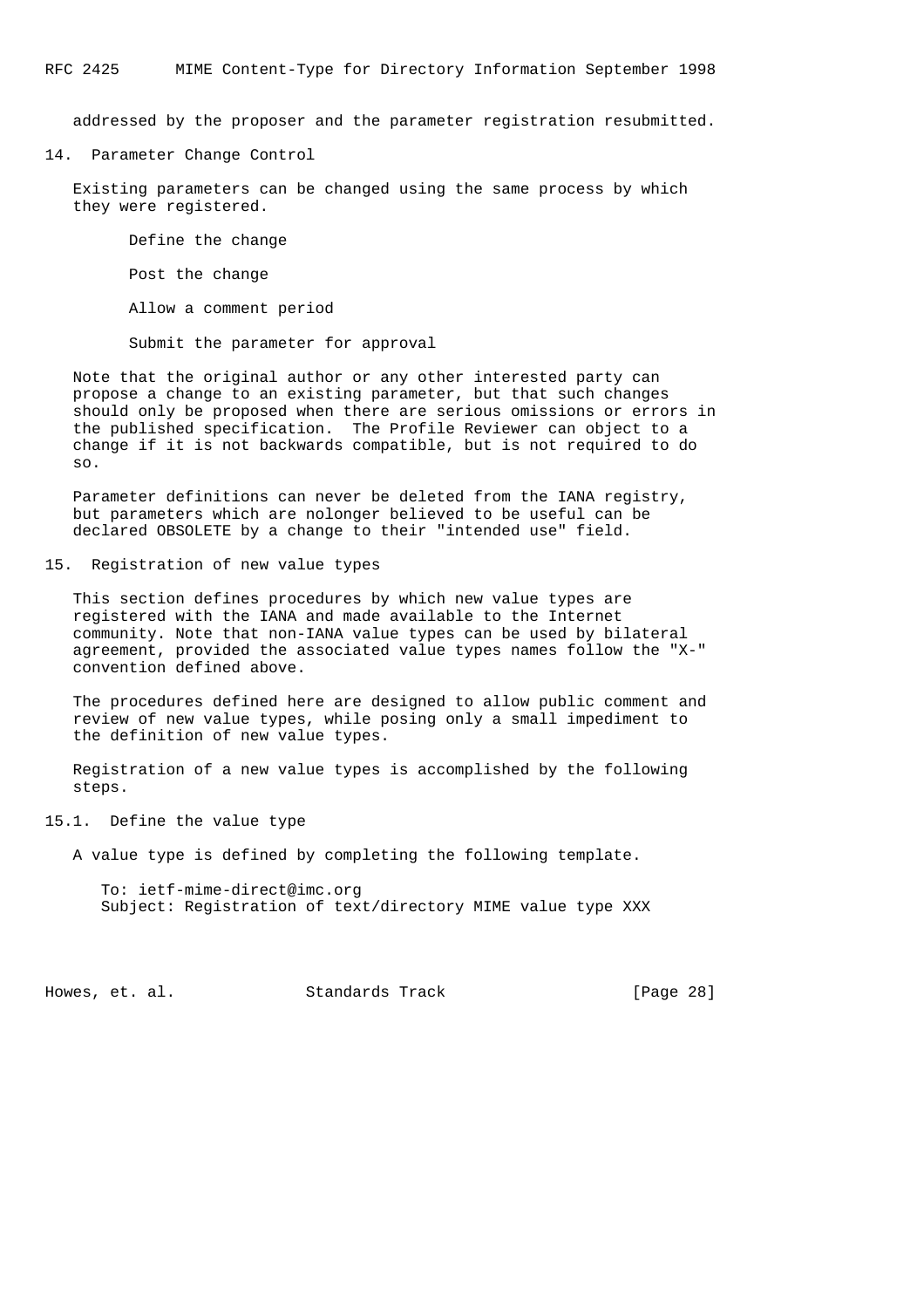addressed by the proposer and the parameter registration resubmitted.

## 14. Parameter Change Control

Existing parameters can be changed using the same process by which they were registered.

Define the change

Post the change

Allow a comment period

Submit the parameter for approval

Note that the original author or any other interested party can propose a change to an existing parameter, but that such changes should only be proposed when there are serious omissions or errors in the published specification. The Profile Reviewer can object to a change if it is not backwards compatible, but is not required to do so.

Parameter definitions can never be deleted from the IANA registry, but parameters which are nolonger believed to be useful can be declared OBSOLETE by a change to their "intended use" field.

## 15. Registration of new value types

This section defines procedures by which new value types are registered with the IANA and made available to the Internet community. Note that non-IANA value types can be used by bilateral agreement, provided the associated value types names follow the "X-" convention defined above.

The procedures defined here are designed to allow public comment and review of new value types, while posing only a small impediment to the definition of new value types.

Registration of a new value types is accomplished by the following steps.

### 15.1. Define the value type

A value type is defined by completing the following template.

```
To: ietf-mime-direct@imc.org
Subject: Registration of text/directory MIME value type XXX
```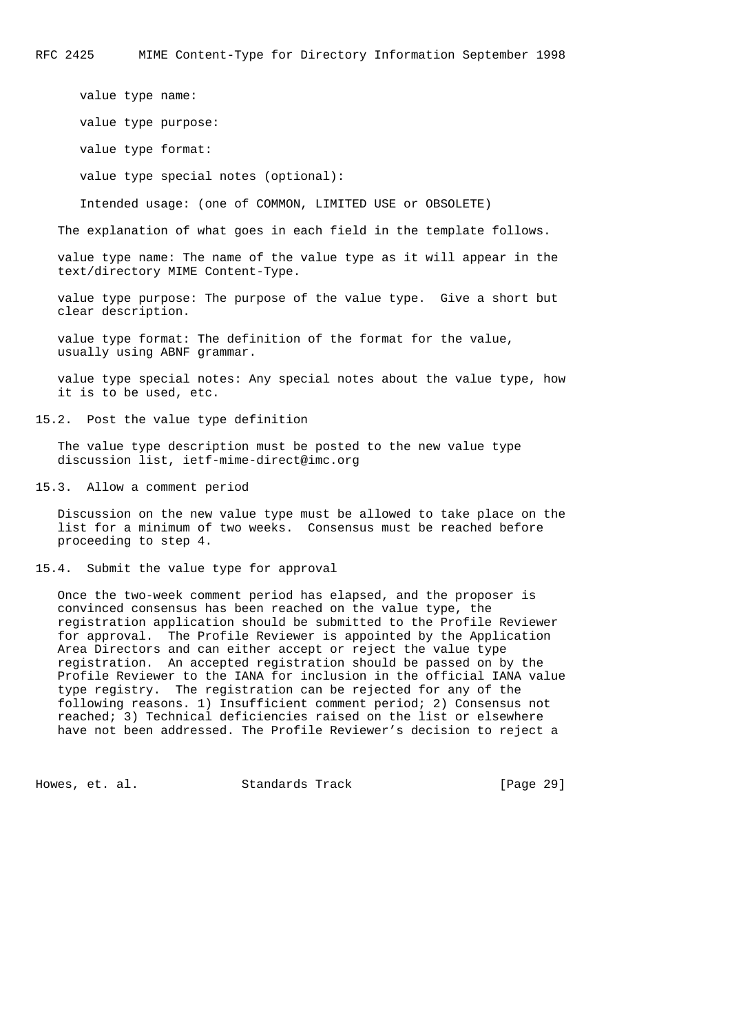value type name:

value type purpose:

value type format:

value type special notes (optional):

Intended usage: (one of COMMON, LIMITED USE or OBSOLETE)

The explanation of what goes in each field in the template follows.

value type name: The name of the value type as it will appear in the text/directory MIME Content-Type.

value type purpose: The purpose of the value type. Give a short but clear description.

value type format: The definition of the format for the value, usually using ABNF grammar.

value type special notes: Any special notes about the value type, how it is to be used, etc.

## 15.2. Post the value type definition

The value type description must be posted to the new value type discussion list, ietf-mime-direct@imc.org

## 15.3. Allow a comment period

Discussion on the new value type must be allowed to take place on the list for a minimum of two weeks. Consensus must be reached before proceeding to step 4.

## 15.4. Submit the value type for approval

Once the two-week comment period has elapsed, and the proposer is convinced consensus has been reached on the value type, the registration application should be submitted to the Profile Reviewer for approval. The Profile Reviewer is appointed by the Application Area Directors and can either accept or reject the value type registration. An accepted registration should be passed on by the Profile Reviewer to the IANA for inclusion in the official IANA value type registry. The registration can be rejected for any of the following reasons. 1) Insufficient comment period; 2) Consensus not reached; 3) Technical deficiencies raised on the list or elsewhere have not been addressed. The Profile Reviewer's decision to reject a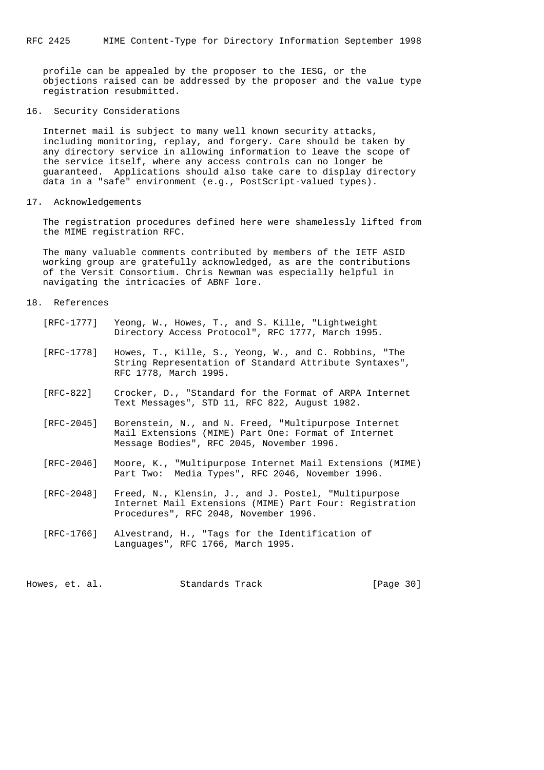profile can be appealed by the proposer to the IESG, or the objections raised can be addressed by the proposer and the value type registration resubmitted.

## 16. Security Considerations

Internet mail is subject to many well known security attacks, including monitoring, replay, and forgery. Care should be taken by any directory service in allowing information to leave the scope of the service itself, where any access controls can no longer be guaranteed. Applications should also take care to display directory data in a "safe" environment (e.g., PostScript-valued types).

## 17. Acknowledgements

The registration procedures defined here were shamelessly lifted from the MIME registration RFC.

The many valuable comments contributed by members of the IETF ASID working group are gratefully acknowledged, as are the contributions of the Versit Consortium. Chris Newman was especially helpful in navigating the intricacies of ABNF lore.

## 18. References

[RFC-1777] Yeong, W., Howes, T., and S. Kille, "Lightweight Directory Access Protocol", RFC 1777, March 1995.

[RFC-1778] Howes, T., Kille, S., Yeong, W., and C. Robbins, "The String Representation of Standard Attribute Syntaxes", RFC 1778, March 1995.

[RFC-822] Crocker, D., "Standard for the Format of ARPA Internet Text Messages", STD 11, RFC 822, August 1982.

[RFC-2045] Borenstein, N., and N. Freed, "Multipurpose Internet Mail Extensions (MIME) Part One: Format of Internet Message Bodies", RFC 2045, November 1996.

[RFC-2046] Moore, K., "Multipurpose Internet Mail Extensions (MIME) Part Two: Media Types", RFC 2046, November 1996.

[RFC-2048] Freed, N., Klensin, J., and J. Postel, "Multipurpose Internet Mail Extensions (MIME) Part Four: Registration Procedures", RFC 2048, November 1996.

[RFC-1766] Alvestrand, H., "Tags for the Identification of Languages", RFC 1766, March 1995.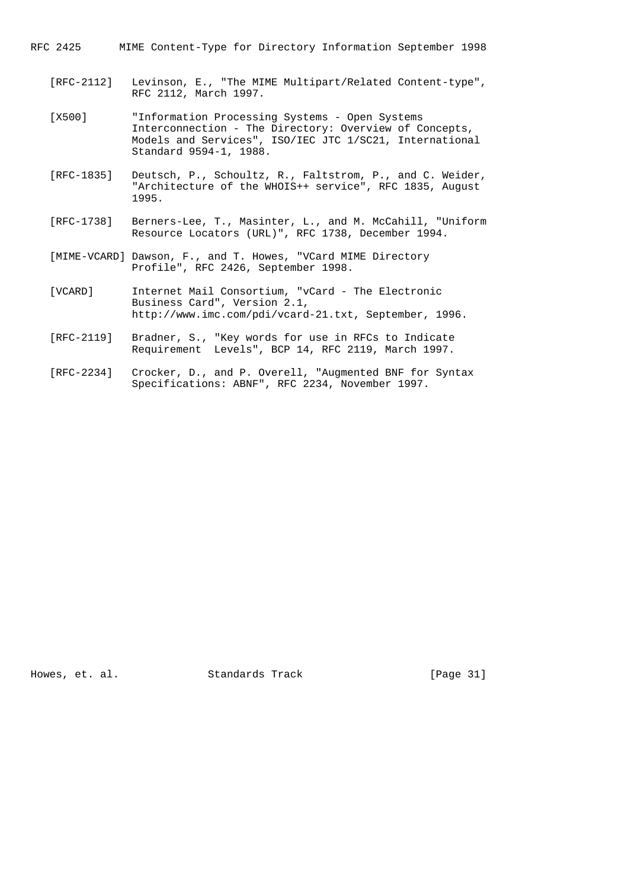[RFC-2112] Levinson, E., "The MIME Multipart/Related Content-type", RFC 2112, March 1997.

[X500] "Information Processing Systems - Open Systems Interconnection - The Directory: Overview of Concepts, Models and Services", ISO/IEC JTC 1/SC21, International Standard 9594-1, 1988.

[RFC-1835] Deutsch, P., Schoultz, R., Faltstrom, P., and C. Weider, "Architecture of the WHOIS++ service", RFC 1835, August 1995.

[RFC-1738] Berners-Lee, T., Masinter, L., and M. McCahill, "Uniform Resource Locators (URL)", RFC 1738, December 1994.

[MIME-VCARD] Dawson, F., and T. Howes, "VCard MIME Directory Profile", RFC 2426, September 1998.

[VCARD] Internet Mail Consortium, "vCard - The Electronic Business Card", Version 2.1, http://www.imc.com/pdi/vcard-21.txt, September, 1996.

[RFC-2119] Bradner, S., "Key words for use in RFCs to Indicate Requirement  Levels", BCP 14, RFC 2119, March 1997.

[RFC-2234] Crocker, D., and P. Overell, "Augmented BNF for Syntax Specifications: ABNF", RFC 2234, November 1997.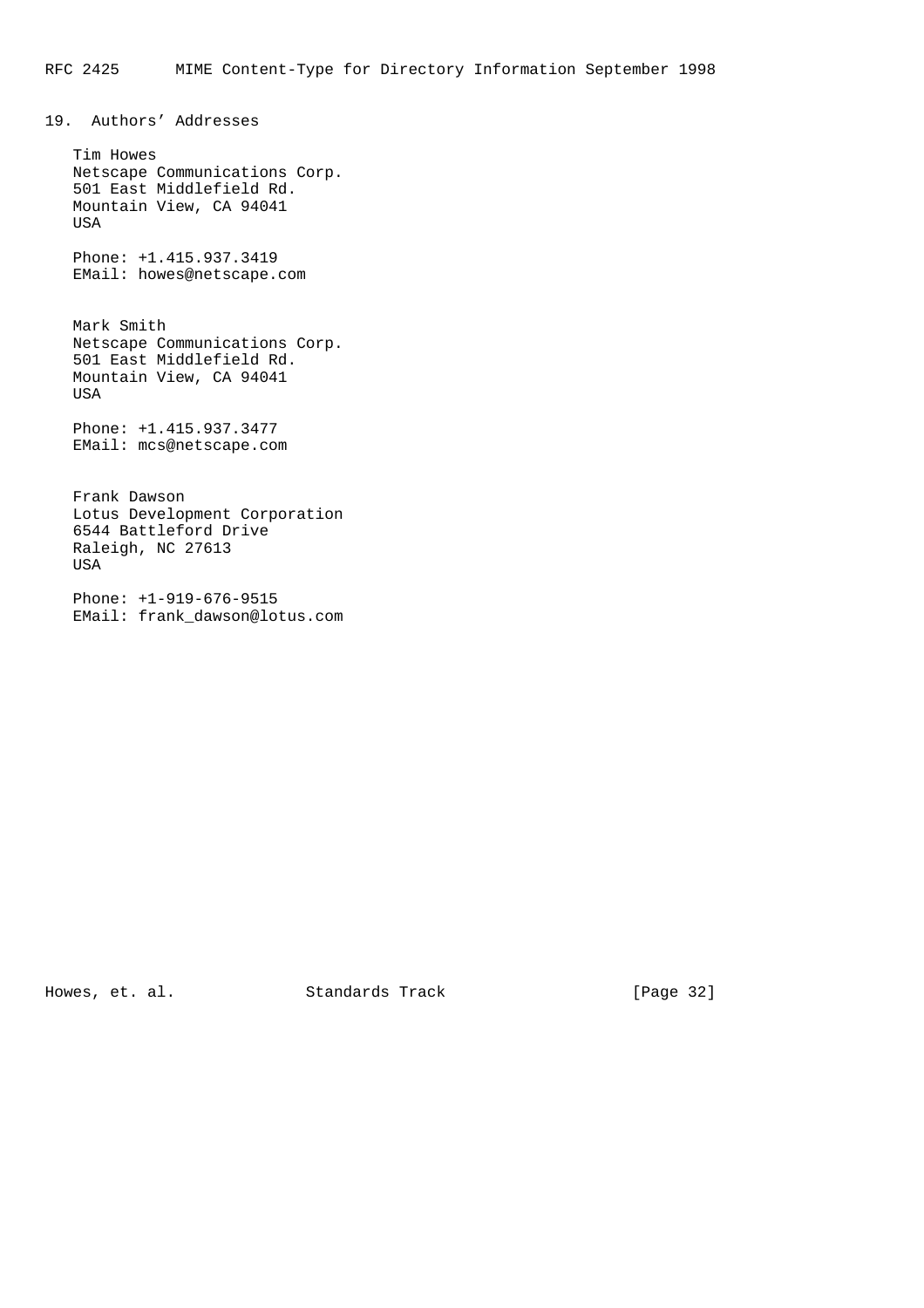## 19. Authors' Addresses

Tim Howes
Netscape Communications Corp.
501 East Middlefield Rd.
Mountain View, CA 94041
USA

Phone: +1.415.937.3419
EMail: howes@netscape.com

Mark Smith
Netscape Communications Corp.
501 East Middlefield Rd.
Mountain View, CA 94041
USA

Phone: +1.415.937.3477
EMail: mcs@netscape.com

Frank Dawson
Lotus Development Corporation
6544 Battleford Drive
Raleigh, NC 27613
USA

Phone: +1-919-676-9515
EMail: frank_dawson@lotus.com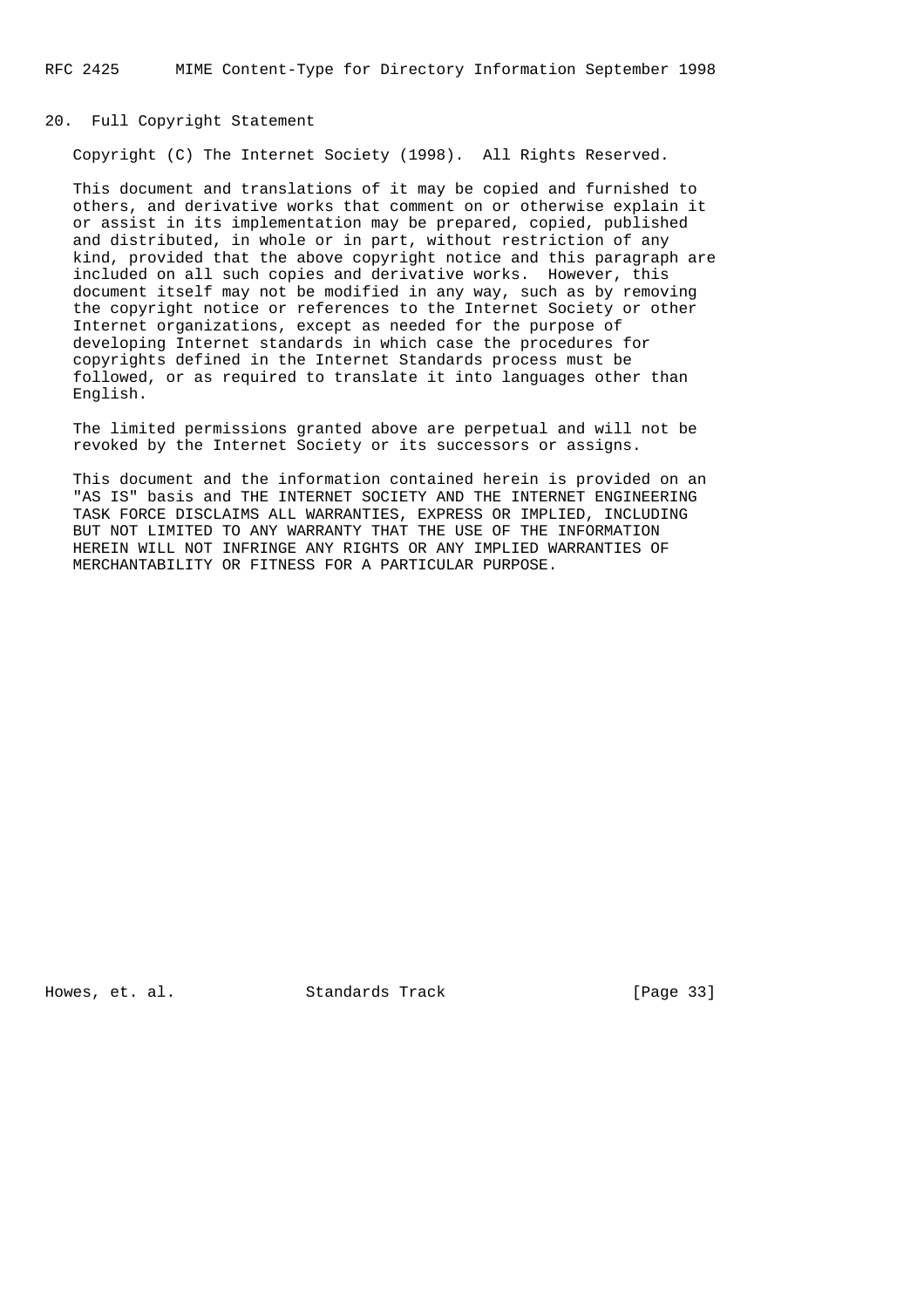## 20. Full Copyright Statement

Copyright (C) The Internet Society (1998). All Rights Reserved.

This document and translations of it may be copied and furnished to others, and derivative works that comment on or otherwise explain it or assist in its implementation may be prepared, copied, published and distributed, in whole or in part, without restriction of any kind, provided that the above copyright notice and this paragraph are included on all such copies and derivative works. However, this document itself may not be modified in any way, such as by removing the copyright notice or references to the Internet Society or other Internet organizations, except as needed for the purpose of developing Internet standards in which case the procedures for copyrights defined in the Internet Standards process must be followed, or as required to translate it into languages other than English.

The limited permissions granted above are perpetual and will not be revoked by the Internet Society or its successors or assigns.

This document and the information contained herein is provided on an "AS IS" basis and THE INTERNET SOCIETY AND THE INTERNET ENGINEERING TASK FORCE DISCLAIMS ALL WARRANTIES, EXPRESS OR IMPLIED, INCLUDING BUT NOT LIMITED TO ANY WARRANTY THAT THE USE OF THE INFORMATION HEREIN WILL NOT INFRINGE ANY RIGHTS OR ANY IMPLIED WARRANTIES OF MERCHANTABILITY OR FITNESS FOR A PARTICULAR PURPOSE.